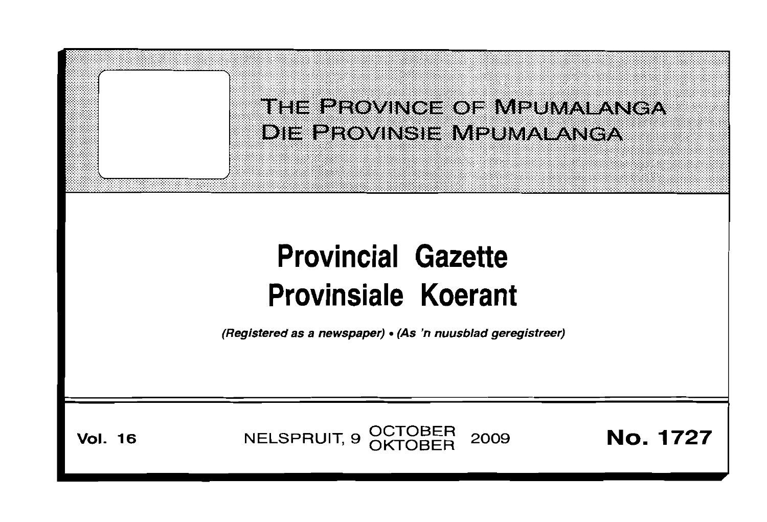THE PROVINCE OF MPUMALANGA
DIE PROVINSIE MPUMALANGA

# Provincial Gazette
# Provinsiale Koerant

*(Registered as a newspaper) • (As 'n nuusblad geregistreer)*

**Vol. 16** NELSPRUIT, 9 OCTOBER OKTOBER 2009 **No. 1727**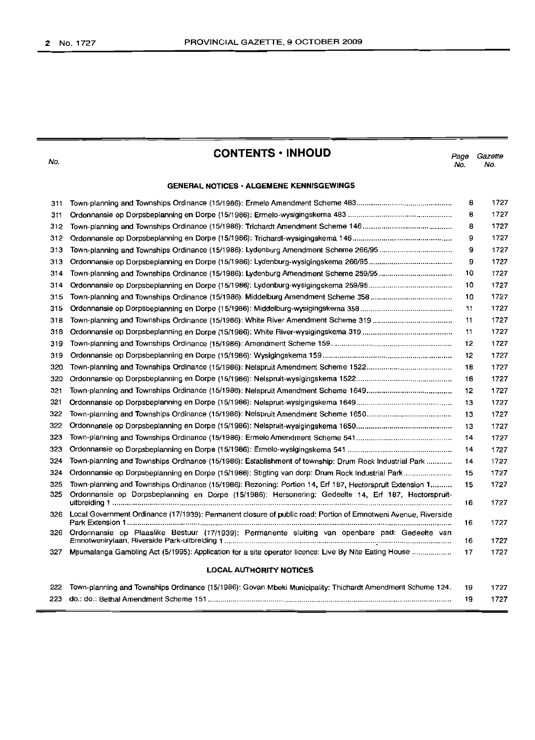## CONTENTS · INHOUD

| No. | | Page No. | Gazette No. |
|---|---|---|---|
| | **GENERAL NOTICES · ALGEMENE KENNISGEWINGS** | | |
| 311 | Town-planning and Townships Ordinance (15/1986): Ermelo Amendment Scheme 483 | 8 | 1727 |
| 311 | Ordonnansie op Dorpsbeplanning en Dorpe (15/1986): Ermelo-wysigingskema 483 | 8 | 1727 |
| 312 | Town-planning and Townships Ordinance (15/1986): Trichardt Amendment Scheme 146 | 8 | 1727 |
| 312 | Ordonnansie op Dorpsbeplanning en Dorpe (15/1986): Trichardt-wysigingskema 146 | 9 | 1727 |
| 313 | Town-planning and Townships Ordinance (15/1986): Lydenburg Amendment Scheme 266/95 | 9 | 1727 |
| 313 | Ordonnansie op Dorpsbeplanning en Dorpe (15/1986): Lydenburg-wysigingskema 266/95 | 9 | 1727 |
| 314 | Town-planning and Townships Ordinance (15/1986): Lydenburg Amendment Scheme 259/95 | 10 | 1727 |
| 314 | Ordonnansie op Dorpsbeplanning en Dorpe (15/1986): Lydenburg-wysigingskema 259/95 | 10 | 1727 |
| 315 | Town-planning and Townships Ordinance (15/1986): Middelburg Amendment Scheme 358 | 10 | 1727 |
| 315 | Ordonnansie op Dorpsbeplanning en Dorpe (15/1986): Middelburg-wysigingskema 358 | 11 | 1727 |
| 318 | Town-planning and Townships Ordinance (15/1986): White River Amendment Scheme 319 | 11 | 1727 |
| 318 | Ordonnansie op Dorpsbeplanning en Dorpe (15/1986): White River-wysigingskema 319 | 11 | 1727 |
| 319 | Town-planning and Townships Ordinance (15/1986): Amendment Scheme 159 | 12 | 1727 |
| 319 | Ordonnansie op Dorpsbeplanning en Dorpe (15/1986): Wysigingskema 159 | 12 | 1727 |
| 320 | Town-planning and Townships Ordinance (15/1986): Nelspruit Amendment Scheme 1522 | 18 | 1727 |
| 320 | Ordonnansie op Dorpsbeplanning en Dorpe (15/1986): Nelspruit-wysigingskema 1522 | 18 | 1727 |
| 321 | Town-planning and Townships Ordinance (15/1986): Nelspruit Amendment Scheme 1649 | 12 | 1727 |
| 321 | Ordonnansie op Dorpsbeplanning en Dorpe (15/1986): Nelspruit-wysigingskema 1649 | 13 | 1727 |
| 322 | Town-planning and Townships Ordinance (15/1986): Nelspruit Amendment Scheme 1650 | 13 | 1727 |
| 322 | Ordonnansie op Dorpsbeplanning en Dorpe (15/1986): Nelspruit-wysigingskema 1650 | 13 | 1727 |
| 323 | Town-planning and Townships Ordinance (15/1986): Ermelo Amendment Scheme 541 | 14 | 1727 |
| 323 | Ordonnansie op Dorpsbeplanning en Dorpe (15/1986): Ermelo-wysigingskema 541 | 14 | 1727 |
| 324 | Town-planning and Townships Ordinance (15/1986): Establishment of township: Drum Rock Industrial Park | 14 | 1727 |
| 324 | Ordonnansie op Dorpsbeplanning en Dorpe (15/1986): Stigting van dorp: Drum Rock Industrial Park | 15 | 1727 |
| 325 | Town-planning and Townships Ordinance (15/1986): Rezoning: Portion 14, Erf 187, Hectorspruit Extension 1 | 15 | 1727 |
| 325 | Ordonnansie op Dorpsbeplanning en Dorpe (15/1986): Hersonering: Gedeelte 14, Erf 187, Hectorspruit-uitbreiding 1 | 16 | 1727 |
| 326 | Local Government Ordinance (17/1939): Permanent closure of public road: Portion of Emnotweni Avenue, Riverside Park Extension 1 | 16 | 1727 |
| 326 | Ordonnansie op Plaaslike Bestuur (17/1939): Permanente sluiting van openbare pad: Gedeelte van Emnotwenirylaan, Riverside Park-uitbreiding 1 | 16 | 1727 |
| 327 | Mpumalanga Gambling Act (5/1995): Application for a site operator licence: Live By Nite Eating House | 17 | 1727 |
| | **LOCAL AUTHORITY NOTICES** | | |
| 222 | Town-planning and Townships Ordinance (15/1986): Govan Mbeki Municipality: Thichardt Amendment Scheme 124. | 19 | 1727 |
| 223 | do.: do.: Bethal Amendment Scheme 151 | 19 | 1727 |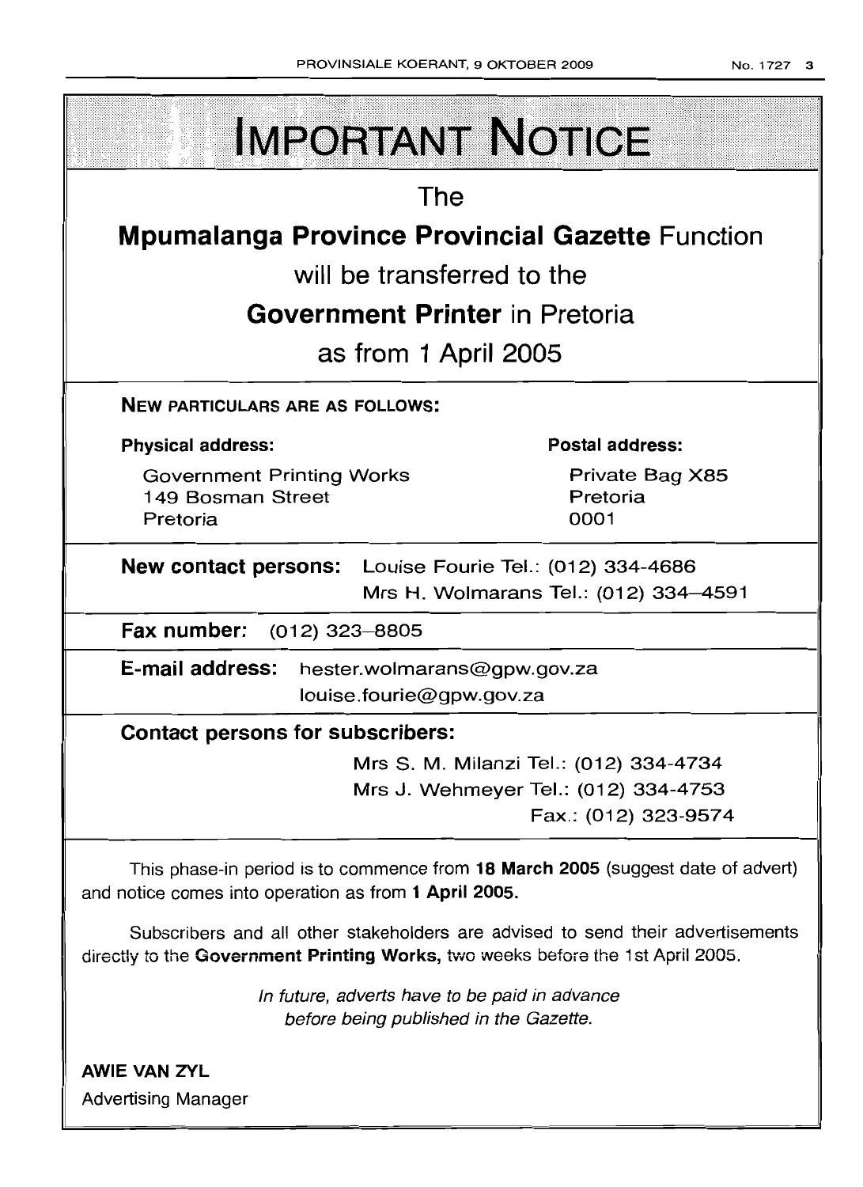# IMPORTANT NOTICE

The

**Mpumalanga Province Provincial Gazette** Function

will be transferred to the

**Government Printer** in Pretoria

as from 1 April 2005

**NEW PARTICULARS ARE AS FOLLOWS:**

**Physical address:**

Government Printing Works
149 Bosman Street
Pretoria

**Postal address:**

Private Bag X85
Pretoria
0001

**New contact persons:** Louise Fourie Tel.: (012) 334-4686
Mrs H. Wolmarans Tel.: (012) 334–4591

**Fax number:** (012) 323–8805

**E-mail address:** hester.wolmarans@gpw.gov.za
louise.fourie@gpw.gov.za

**Contact persons for subscribers:**

Mrs S. M. Milanzi Tel.: (012) 334-4734
Mrs J. Wehmeyer Tel.: (012) 334-4753
Fax.: (012) 323-9574

This phase-in period is to commence from **18 March 2005** (suggest date of advert) and notice comes into operation as from **1 April 2005.**

Subscribers and all other stakeholders are advised to send their advertisements directly to the **Government Printing Works,** two weeks before the 1st April 2005.

*In future, adverts have to be paid in advance before being published in the Gazette.*

**AWIE VAN ZYL**
Advertising Manager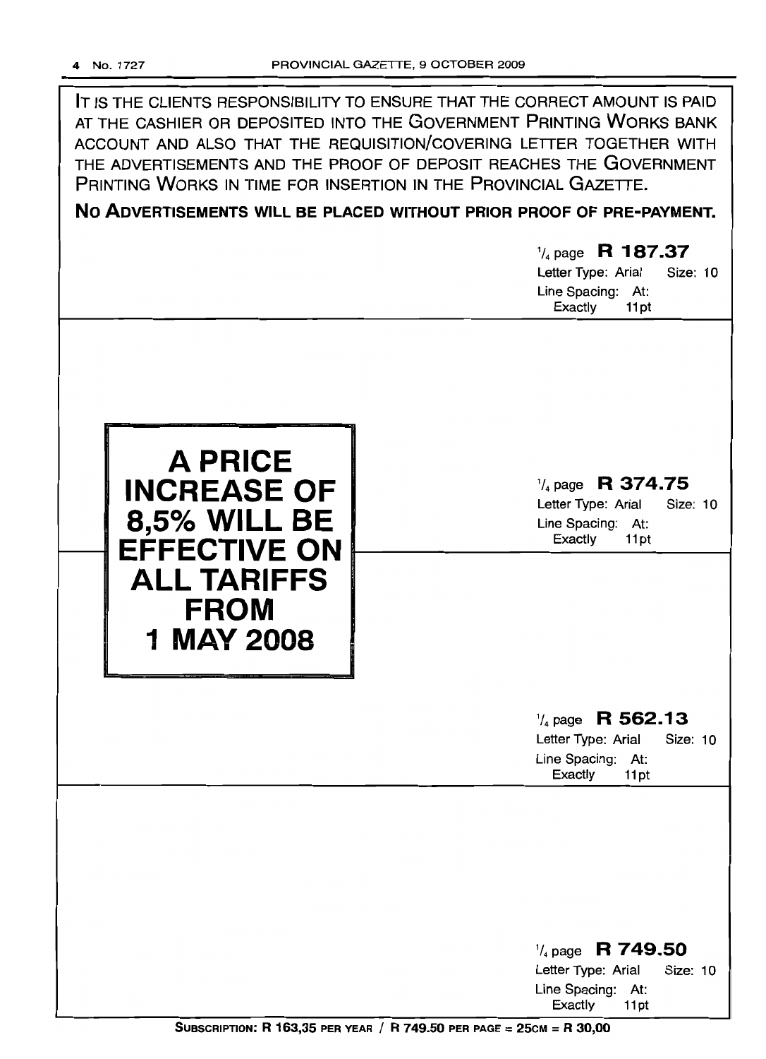IT IS THE CLIENTS RESPONSIBILITY TO ENSURE THAT THE CORRECT AMOUNT IS PAID AT THE CASHIER OR DEPOSITED INTO THE GOVERNMENT PRINTING WORKS BANK ACCOUNT AND ALSO THAT THE REQUISITION/COVERING LETTER TOGETHER WITH THE ADVERTISEMENTS AND THE PROOF OF DEPOSIT REACHES THE GOVERNMENT PRINTING WORKS IN TIME FOR INSERTION IN THE PROVINCIAL GAZETTE.

**NO ADVERTISEMENTS WILL BE PLACED WITHOUT PRIOR PROOF OF PRE-PAYMENT.**

¼ page **R 187.37**
Letter Type: Arial Size: 10
Line Spacing: At: Exactly 11pt

**A PRICE INCREASE OF 8,5% WILL BE EFFECTIVE ON ALL TARIFFS FROM 1 MAY 2008**

¼ page **R 374.75**
Letter Type: Arial Size: 10
Line Spacing: At: Exactly 11pt

¼ page **R 562.13**
Letter Type: Arial Size: 10
Line Spacing: At: Exactly 11pt

¼ page **R 749.50**
Letter Type: Arial Size: 10
Line Spacing: At: Exactly 11pt

**SUBSCRIPTION: R 163,35 PER YEAR / R 749.50 PER PAGE = 25CM = R 30,00**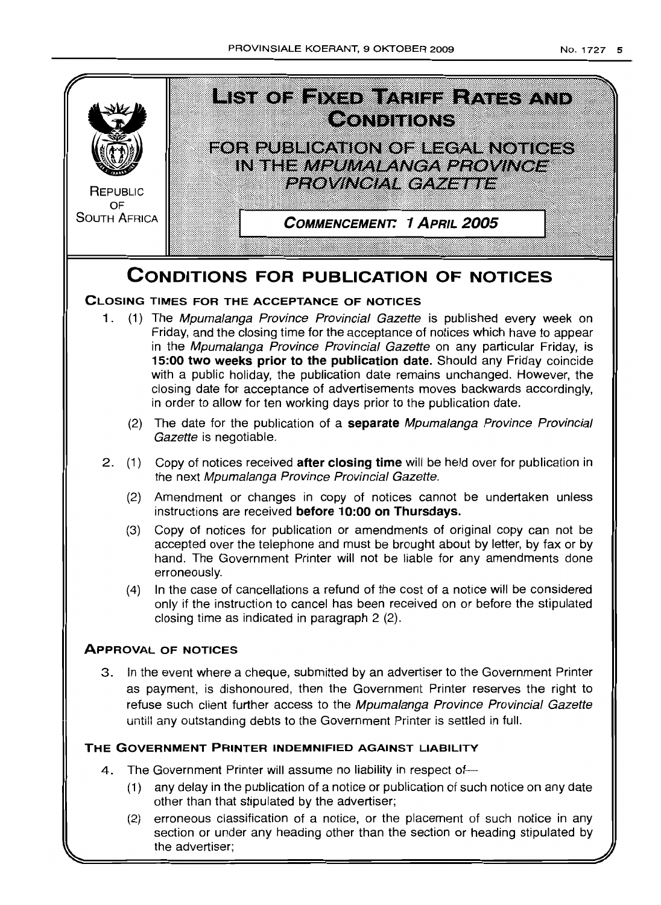# LIST OF FIXED TARIFF RATES AND CONDITIONS

## FOR PUBLICATION OF LEGAL NOTICES IN THE *MPUMALANGA PROVINCE PROVINCIAL GAZETTE*

REPUBLIC OF SOUTH AFRICA

**COMMENCEMENT: 1 APRIL 2005**

# CONDITIONS FOR PUBLICATION OF NOTICES

### CLOSING TIMES FOR THE ACCEPTANCE OF NOTICES

1. (1) The *Mpumalanga Province Provincial Gazette* is published every week on Friday, and the closing time for the acceptance of notices which have to appear in the *Mpumalanga Province Provincial Gazette* on any particular Friday, is **15:00 two weeks prior to the publication date.** Should any Friday coincide with a public holiday, the publication date remains unchanged. However, the closing date for acceptance of advertisements moves backwards accordingly, in order to allow for ten working days prior to the publication date.

   (2) The date for the publication of a **separate** *Mpumalanga Province Provincial Gazette* is negotiable.

2. (1) Copy of notices received **after closing time** will be held over for publication in the next *Mpumalanga Province Provincial Gazette.*

   (2) Amendment or changes in copy of notices cannot be undertaken unless instructions are received **before 10:00 on Thursdays.**

   (3) Copy of notices for publication or amendments of original copy can not be accepted over the telephone and must be brought about by letter, by fax or by hand. The Government Printer will not be liable for any amendments done erroneously.

   (4) In the case of cancellations a refund of the cost of a notice will be considered only if the instruction to cancel has been received on or before the stipulated closing time as indicated in paragraph 2 (2).

### APPROVAL OF NOTICES

3. In the event where a cheque, submitted by an advertiser to the Government Printer as payment, is dishonoured, then the Government Printer reserves the right to refuse such client further access to the *Mpumalanga Province Provincial Gazette* untill any outstanding debts to the Government Printer is settled in full.

### THE GOVERNMENT PRINTER INDEMNIFIED AGAINST LIABILITY

4. The Government Printer will assume no liability in respect of—

   (1) any delay in the publication of a notice or publication of such notice on any date other than that stipulated by the advertiser;

   (2) erroneous classification of a notice, or the placement of such notice in any section or under any heading other than the section or heading stipulated by the advertiser;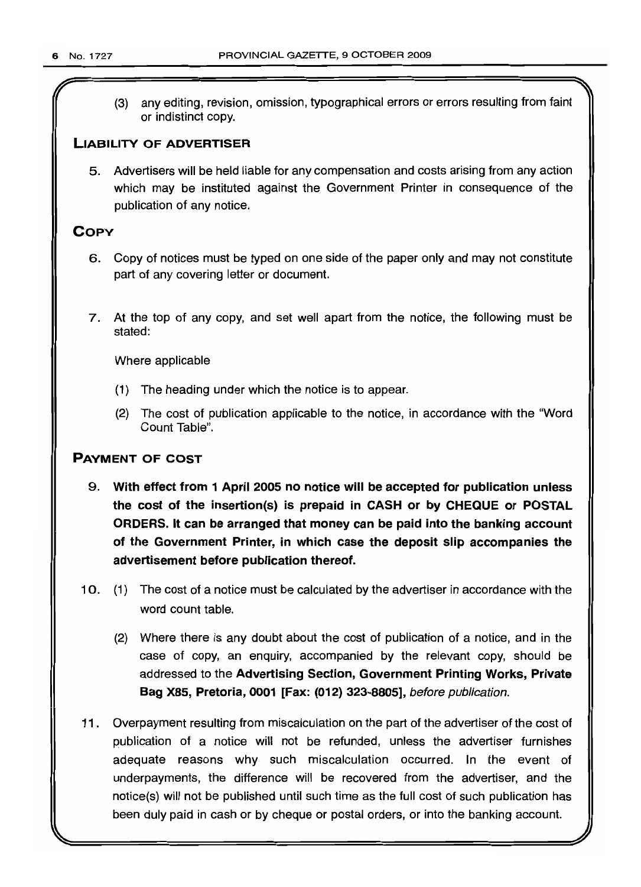(3) any editing, revision, omission, typographical errors or errors resulting from faint or indistinct copy.

## LIABILITY OF ADVERTISER

5. Advertisers will be held liable for any compensation and costs arising from any action which may be instituted against the Government Printer in consequence of the publication of any notice.

## COPY

6. Copy of notices must be typed on one side of the paper only and may not constitute part of any covering letter or document.

7. At the top of any copy, and set well apart from the notice, the following must be stated:

   Where applicable

   (1) The heading under which the notice is to appear.

   (2) The cost of publication applicable to the notice, in accordance with the "Word Count Table".

## PAYMENT OF COST

9. **With effect from 1 April 2005 no notice will be accepted for publication unless the cost of the insertion(s) is prepaid in CASH or by CHEQUE or POSTAL ORDERS. It can be arranged that money can be paid into the banking account of the Government Printer, in which case the deposit slip accompanies the advertisement before publication thereof.**

10. (1) The cost of a notice must be calculated by the advertiser in accordance with the word count table.

    (2) Where there is any doubt about the cost of publication of a notice, and in the case of copy, an enquiry, accompanied by the relevant copy, should be addressed to the **Advertising Section, Government Printing Works, Private Bag X85, Pretoria, 0001 [Fax: (012) 323-8805]**, *before publication*.

11. Overpayment resulting from miscalculation on the part of the advertiser of the cost of publication of a notice will not be refunded, unless the advertiser furnishes adequate reasons why such miscalculation occurred. In the event of underpayments, the difference will be recovered from the advertiser, and the notice(s) will not be published until such time as the full cost of such publication has been duly paid in cash or by cheque or postal orders, or into the banking account.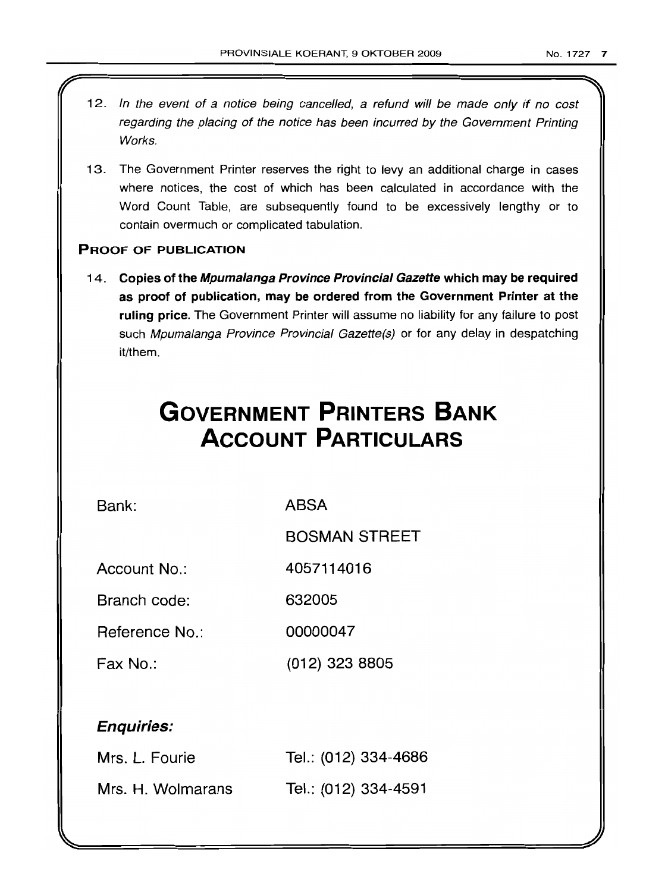12. *In the event of a notice being cancelled, a refund will be made only if no cost regarding the placing of the notice has been incurred by the Government Printing Works.*

13. The Government Printer reserves the right to levy an additional charge in cases where notices, the cost of which has been calculated in accordance with the Word Count Table, are subsequently found to be excessively lengthy or to contain overmuch or complicated tabulation.

### PROOF OF PUBLICATION

14. **Copies of the *Mpumalanga Province Provincial Gazette* which may be required as proof of publication, may be ordered from the Government Printer at the ruling price.** The Government Printer will assume no liability for any failure to post such *Mpumalanga Province Provincial Gazette(s)* or for any delay in despatching it/them.

# GOVERNMENT PRINTERS BANK ACCOUNT PARTICULARS

| | |
|---|---|
| Bank: | ABSA |
| | BOSMAN STREET |
| Account No.: | 4057114016 |
| Branch code: | 632005 |
| Reference No.: | 00000047 |
| Fax No.: | (012) 323 8805 |

***Enquiries:***

| | |
|---|---|
| Mrs. L. Fourie | Tel.: (012) 334-4686 |
| Mrs. H. Wolmarans | Tel.: (012) 334-4591 |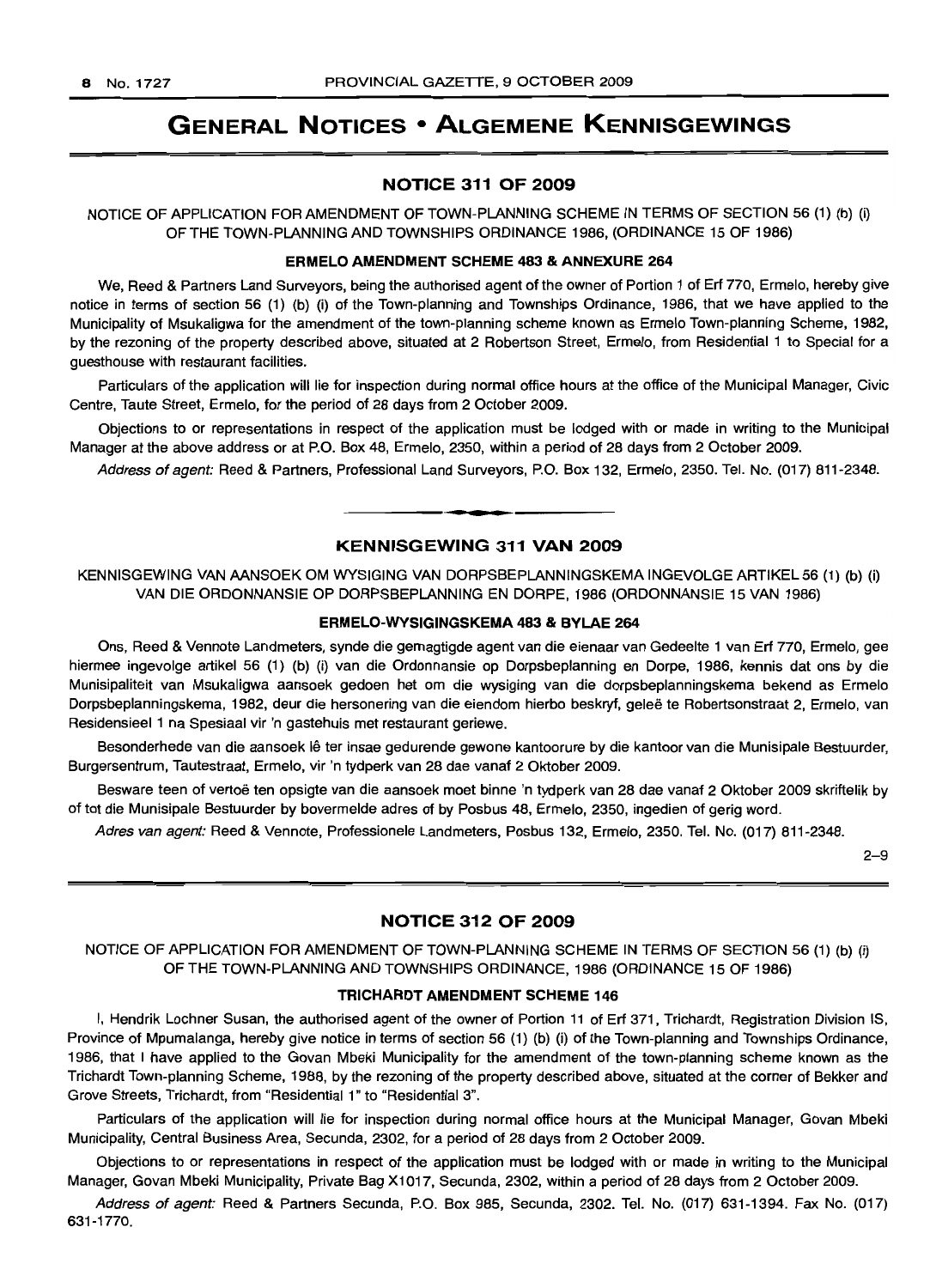# GENERAL NOTICES • ALGEMENE KENNISGEWINGS

## NOTICE 311 OF 2009

NOTICE OF APPLICATION FOR AMENDMENT OF TOWN-PLANNING SCHEME IN TERMS OF SECTION 56 (1) (b) (i) OF THE TOWN-PLANNING AND TOWNSHIPS ORDINANCE 1986, (ORDINANCE 15 OF 1986)

### ERMELO AMENDMENT SCHEME 483 & ANNEXURE 264

We, Reed & Partners Land Surveyors, being the authorised agent of the owner of Portion 1 of Erf 770, Ermelo, hereby give notice in terms of section 56 (1) (b) (i) of the Town-planning and Townships Ordinance, 1986, that we have applied to the Municipality of Msukaligwa for the amendment of the town-planning scheme known as Ermelo Town-planning Scheme, 1982, by the rezoning of the property described above, situated at 2 Robertson Street, Ermelo, from Residential 1 to Special for a guesthouse with restaurant facilities.

Particulars of the application will lie for inspection during normal office hours at the office of the Municipal Manager, Civic Centre, Taute Street, Ermelo, for the period of 28 days from 2 October 2009.

Objections to or representations in respect of the application must be lodged with or made in writing to the Municipal Manager at the above address or at P.O. Box 48, Ermelo, 2350, within a period of 28 days from 2 October 2009.

*Address of agent:* Reed & Partners, Professional Land Surveyors, P.O. Box 132, Ermelo, 2350. Tel. No. (017) 811-2348.

---

## KENNISGEWING 311 VAN 2009

KENNISGEWING VAN AANSOEK OM WYSIGING VAN DORPSBEPLANNINGSKEMA INGEVOLGE ARTIKEL 56 (1) (b) (i) VAN DIE ORDONNANSIE OP DORPSBEPLANNING EN DORPE, 1986 (ORDONNANSIE 15 VAN 1986)

### ERMELO-WYSIGINGSKEMA 483 & BYLAE 264

Ons, Reed & Vennote Landmeters, synde die gemagtigde agent van die eienaar van Gedeelte 1 van Erf 770, Ermelo, gee hiermee ingevolge artikel 56 (1) (b) (i) van die Ordonnansie op Dorpsbeplanning en Dorpe, 1986, kennis dat ons by die Munisipaliteit van Msukaligwa aansoek gedoen het om die wysiging van die dorpsbeplanningskema bekend as Ermelo Dorpsbeplanningskema, 1982, deur die hersonering van die eiendom hierbo beskryf, geleë te Robertsonstraat 2, Ermelo, van Residensieel 1 na Spesiaal vir 'n gastehuis met restaurant geriewe.

Besonderhede van die aansoek lê ter insae gedurende gewone kantoorure by die kantoor van die Munisipale Bestuurder, Burgersentrum, Tautestraat, Ermelo, vir 'n tydperk van 28 dae vanaf 2 Oktober 2009.

Besware teen of vertoë ten opsigte van die aansoek moet binne 'n tydperk van 28 dae vanaf 2 Oktober 2009 skriftelik by of tot die Munisipale Bestuurder by bovermelde adres of by Posbus 48, Ermelo, 2350, ingedien of gerig word.

*Adres van agent:* Reed & Vennote, Professionele Landmeters, Posbus 132, Ermelo, 2350. Tel. No. (017) 811-2348.

2–9

---

## NOTICE 312 OF 2009

NOTICE OF APPLICATION FOR AMENDMENT OF TOWN-PLANNING SCHEME IN TERMS OF SECTION 56 (1) (b) (i) OF THE TOWN-PLANNING AND TOWNSHIPS ORDINANCE, 1986 (ORDINANCE 15 OF 1986)

### TRICHARDT AMENDMENT SCHEME 146

I, Hendrik Lochner Susan, the authorised agent of the owner of Portion 11 of Erf 371, Trichardt, Registration Division IS, Province of Mpumalanga, hereby give notice in terms of section 56 (1) (b) (i) of the Town-planning and Townships Ordinance, 1986, that I have applied to the Govan Mbeki Municipality for the amendment of the town-planning scheme known as the Trichardt Town-planning Scheme, 1988, by the rezoning of the property described above, situated at the corner of Bekker and Grove Streets, Trichardt, from "Residential 1" to "Residential 3".

Particulars of the application will lie for inspection during normal office hours at the Municipal Manager, Govan Mbeki Municipality, Central Business Area, Secunda, 2302, for a period of 28 days from 2 October 2009.

Objections to or representations in respect of the application must be lodged with or made in writing to the Municipal Manager, Govan Mbeki Municipality, Private Bag X1017, Secunda, 2302, within a period of 28 days from 2 October 2009.

*Address of agent:* Reed & Partners Secunda, P.O. Box 985, Secunda, 2302. Tel. No. (017) 631-1394. Fax No. (017) 631-1770.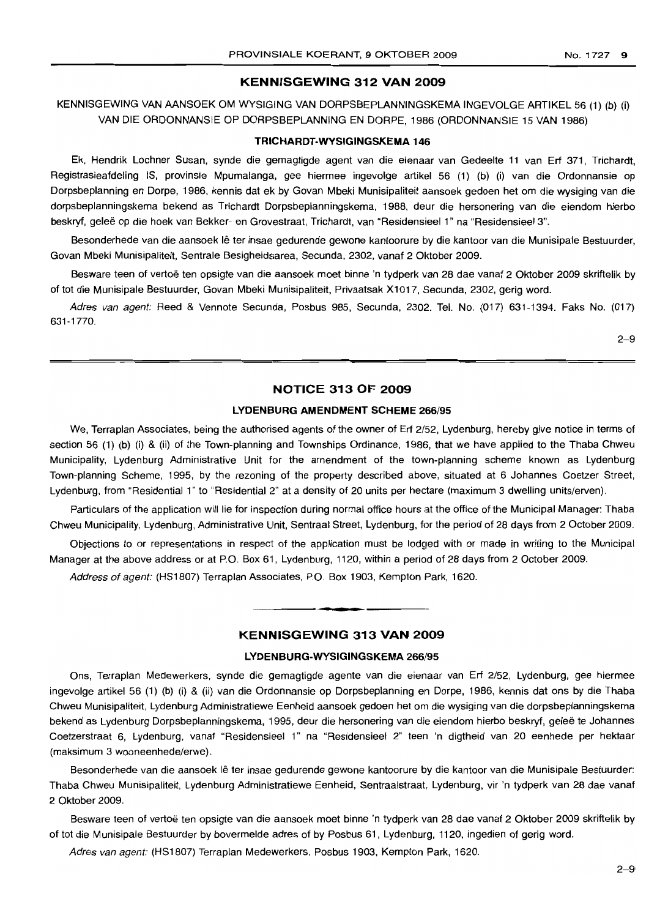## KENNISGEWING 312 VAN 2009

KENNISGEWING VAN AANSOEK OM WYSIGING VAN DORPSBEPLANNINGSKEMA INGEVOLGE ARTIKEL 56 (1) (b) (i) VAN DIE ORDONNANSIE OP DORPSBEPLANNING EN DORPE, 1986 (ORDONNANSIE 15 VAN 1986)

### TRICHARDT-WYSIGINGSKEMA 146

Ek, Hendrik Lochner Susan, synde die gemagtigde agent van die eienaar van Gedeelte 11 van Erf 371, Trichardt, Registrasieafdeling IS, provinsie Mpumalanga, gee hiermee ingevolge artikel 56 (1) (b) (i) van die Ordonnansie op Dorpsbeplanning en Dorpe, 1986, kennis dat ek by Govan Mbeki Munisipaliteit aansoek gedoen het om die wysiging van die dorpsbeplanningskema bekend as Trichardt Dorpsbeplanningskema, 1988, deur die hersonering van die eiendom hierbo beskryf, geleë op die hoek van Bekker- en Grovestraat, Trichardt, van "Residensieel 1" na "Residensieel 3".

Besonderhede van die aansoek lê ter insae gedurende gewone kantoorure by die kantoor van die Munisipale Bestuurder, Govan Mbeki Munisipaliteit, Sentrale Besigheidsarea, Secunda, 2302, vanaf 2 Oktober 2009.

Besware teen of vertoë ten opsigte van die aansoek moet binne 'n tydperk van 28 dae vanaf 2 Oktober 2009 skriftelik by of tot die Munisipale Bestuurder, Govan Mbeki Munisipaliteit, Privaatsak X1017, Secunda, 2302, gerig word.

*Adres van agent:* Reed & Vennote Secunda, Posbus 985, Secunda, 2302. Tel. No. (017) 631-1394. Faks No. (017) 631-1770.

2–9

## NOTICE 313 OF 2009

### LYDENBURG AMENDMENT SCHEME 266/95

We, Terraplan Associates, being the authorised agents of the owner of Erf 2/52, Lydenburg, hereby give notice in terms of section 56 (1) (b) (i) & (ii) of the Town-planning and Townships Ordinance, 1986, that we have applied to the Thaba Chweu Municipality, Lydenburg Administrative Unit for the amendment of the town-planning scheme known as Lydenburg Town-planning Scheme, 1995, by the rezoning of the property described above, situated at 6 Johannes Coetzer Street, Lydenburg, from "Residential 1" to "Residential 2" at a density of 20 units per hectare (maximum 3 dwelling units/erven).

Particulars of the application will lie for inspection during normal office hours at the office of the Municipal Manager: Thaba Chweu Municipality, Lydenburg, Administrative Unit, Sentraal Street, Lydenburg, for the period of 28 days from 2 October 2009.

Objections to or representations in respect of the application must be lodged with or made in writing to the Municipal Manager at the above address or at P.O. Box 61, Lydenburg, 1120, within a period of 28 days from 2 October 2009.

*Address of agent:* (HS1807) Terraplan Associates, P.O. Box 1903, Kempton Park, 1620.

## KENNISGEWING 313 VAN 2009

### LYDENBURG-WYSIGINGSKEMA 266/95

Ons, Terraplan Medewerkers, synde die gemagtigde agente van die eienaar van Erf 2/52, Lydenburg, gee hiermee ingevolge artikel 56 (1) (b) (i) & (ii) van die Ordonnansie op Dorpsbeplanning en Dorpe, 1986, kennis dat ons by die Thaba Chweu Munisipaliteit, Lydenburg Administratiewe Eenheid aansoek gedoen het om die wysiging van die dorpsbeplanningskema bekend as Lydenburg Dorpsbeplanningskema, 1995, deur die hersonering van die eiendom hierbo beskryf, geleë te Johannes Coetzerstraat 6, Lydenburg, vanaf "Residensieel 1" na "Residensieel 2" teen 'n digtheid van 20 eenhede per hektaar (maksimum 3 wooneenhede/erwe).

Besonderhede van die aansoek lê ter insae gedurende gewone kantoorure by die kantoor van die Munisipale Bestuurder: Thaba Chweu Munisipaliteit, Lydenburg Administratiewe Eenheid, Sentraalstraat, Lydenburg, vir 'n tydperk van 28 dae vanaf 2 Oktober 2009.

Besware teen of vertoë ten opsigte van die aansoek moet binne 'n tydperk van 28 dae vanaf 2 Oktober 2009 skriftelik by of tot die Munisipale Bestuurder by bovermelde adres of by Posbus 61, Lydenburg, 1120, ingedien of gerig word.

*Adres van agent:* (HS1807) Terraplan Medewerkers, Posbus 1903, Kempton Park, 1620.

2–9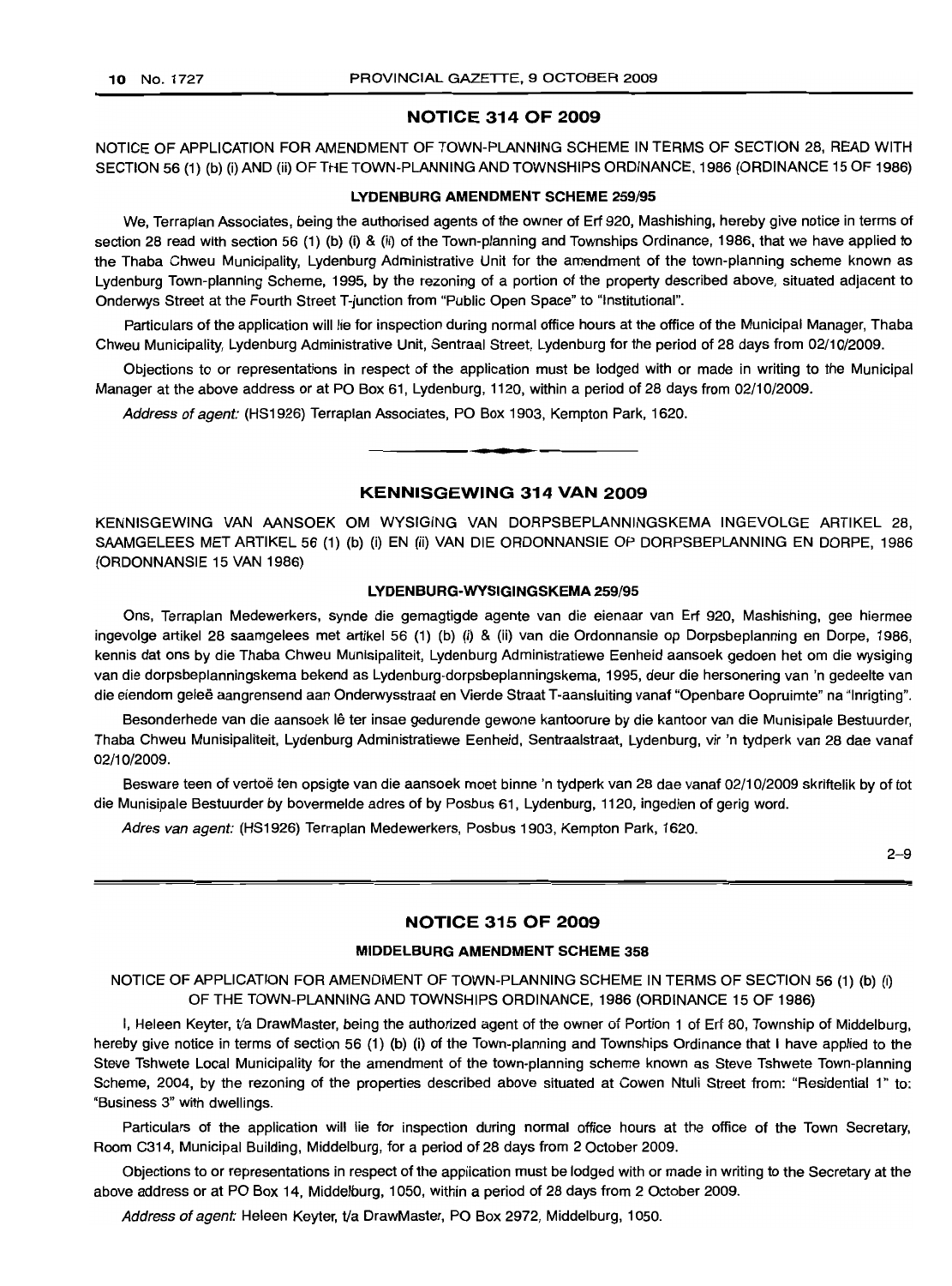## NOTICE 314 OF 2009

NOTICE OF APPLICATION FOR AMENDMENT OF TOWN-PLANNING SCHEME IN TERMS OF SECTION 28, READ WITH SECTION 56 (1) (b) (i) AND (ii) OF THE TOWN-PLANNING AND TOWNSHIPS ORDINANCE, 1986 (ORDINANCE 15 OF 1986)

### LYDENBURG AMENDMENT SCHEME 259/95

We, Terraplan Associates, being the authorised agents of the owner of Erf 920, Mashishing, hereby give notice in terms of section 28 read with section 56 (1) (b) (i) & (ii) of the Town-planning and Townships Ordinance, 1986, that we have applied to the Thaba Chweu Municipality, Lydenburg Administrative Unit for the amendment of the town-planning scheme known as Lydenburg Town-planning Scheme, 1995, by the rezoning of a portion of the property described above, situated adjacent to Onderwys Street at the Fourth Street T-junction from "Public Open Space" to "Institutional".

Particulars of the application will lie for inspection during normal office hours at the office of the Municipal Manager, Thaba Chweu Municipality, Lydenburg Administrative Unit, Sentraal Street, Lydenburg for the period of 28 days from 02/10/2009.

Objections to or representations in respect of the application must be lodged with or made in writing to the Municipal Manager at the above address or at PO Box 61, Lydenburg, 1120, within a period of 28 days from 02/10/2009.

*Address of agent:* (HS1926) Terraplan Associates, PO Box 1903, Kempton Park, 1620.

---

## KENNISGEWING 314 VAN 2009

KENNISGEWING VAN AANSOEK OM WYSIGING VAN DORPSBEPLANNINGSKEMA INGEVOLGE ARTIKEL 28, SAAMGELEES MET ARTIKEL 56 (1) (b) (i) EN (ii) VAN DIE ORDONNANSIE OP DORPSBEPLANNING EN DORPE, 1986 (ORDONNANSIE 15 VAN 1986)

### LYDENBURG-WYSIGINGSKEMA 259/95

Ons, Terraplan Medewerkers, synde die gemagtigde agente van die eienaar van Erf 920, Mashishing, gee hiermee ingevolge artikel 28 saamgelees met artikel 56 (1) (b) (i) & (ii) van die Ordonnansie op Dorpsbeplanning en Dorpe, 1986, kennis dat ons by die Thaba Chweu Munisipaliteit, Lydenburg Administratiewe Eenheid aansoek gedoen het om die wysiging van die dorpsbeplanningskema bekend as Lydenburg-dorpsbeplanningskema, 1995, deur die hersonering van 'n gedeelte van die eiendom geleë aangrensend aan Onderwysstraat en Vierde Straat T-aansluiting vanaf "Openbare Oopruimte" na "Inrigting".

Besonderhede van die aansoek lê ter insae gedurende gewone kantoorure by die kantoor van die Munisipale Bestuurder, Thaba Chweu Munisipaliteit, Lydenburg Administratiewe Eenheid, Sentraalstraat, Lydenburg, vir 'n tydperk van 28 dae vanaf 02/10/2009.

Besware teen of vertoë ten opsigte van die aansoek moet binne 'n tydperk van 28 dae vanaf 02/10/2009 skriftelik by of tot die Munisipale Bestuurder by bovermelde adres of by Posbus 61, Lydenburg, 1120, ingedien of gerig word.

*Adres van agent:* (HS1926) Terraplan Medewerkers, Posbus 1903, Kempton Park, 1620.

2–9

---

## NOTICE 315 OF 2009

### MIDDELBURG AMENDMENT SCHEME 358

NOTICE OF APPLICATION FOR AMENDMENT OF TOWN-PLANNING SCHEME IN TERMS OF SECTION 56 (1) (b) (i) OF THE TOWN-PLANNING AND TOWNSHIPS ORDINANCE, 1986 (ORDINANCE 15 OF 1986)

I, Heleen Keyter, t/a DrawMaster, being the authorized agent of the owner of Portion 1 of Erf 80, Township of Middelburg, hereby give notice in terms of section 56 (1) (b) (i) of the Town-planning and Townships Ordinance that I have applied to the Steve Tshwete Local Municipality for the amendment of the town-planning scheme known as Steve Tshwete Town-planning Scheme, 2004, by the rezoning of the properties described above situated at Cowen Ntuli Street from: "Residential 1" to: "Business 3" with dwellings.

Particulars of the application will lie for inspection during normal office hours at the office of the Town Secretary, Room C314, Municipal Building, Middelburg, for a period of 28 days from 2 October 2009.

Objections to or representations in respect of the application must be lodged with or made in writing to the Secretary at the above address or at PO Box 14, Middelburg, 1050, within a period of 28 days from 2 October 2009.

*Address of agent:* Heleen Keyter, t/a DrawMaster, PO Box 2972, Middelburg, 1050.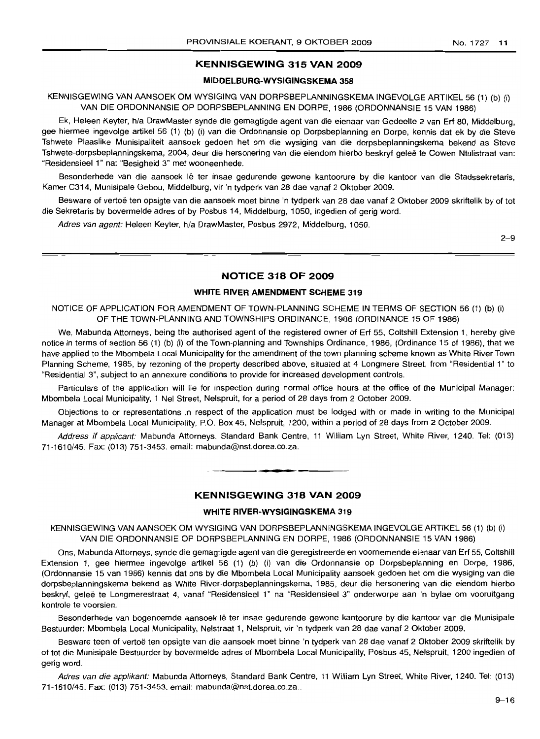## KENNISGEWING 315 VAN 2009

### MIDDELBURG-WYSIGINGSKEMA 358

KENNISGEWING VAN AANSOEK OM WYSIGING VAN DORPSBEPLANNINGSKEMA INGEVOLGE ARTIKEL 56 (1) (b) (i) VAN DIE ORDONNANSIE OP DORPSBEPLANNING EN DORPE, 1986 (ORDONNANSIE 15 VAN 1986)

Ek, Heleen Keyter, h/a DrawMaster synde die gemagtigde agent van die eienaar van Gedeelte 2 van Erf 80, Middelburg, gee hiermee ingevolge artikel 56 (1) (b) (i) van die Ordonnansie op Dorpsbeplanning en Dorpe, kennis dat ek by die Steve Tshwete Plaaslike Munisipaliteit aansoek gedoen het om die wysiging van die dorpsbeplanningskema bekend as Steve Tshwete-dorpsbeplanningskema, 2004, deur die hersonering van die eiendom hierbo beskryf geleë te Cowen Ntulistraat van: "Residensieel 1" na: "Besigheid 3" met wooneenhede.

Besonderhede van die aansoek lê ter insae gedurende gewone kantoorure by die kantoor van die Stadssekretaris, Kamer C314, Munisipale Gebou, Middelburg, vir 'n tydperk van 28 dae vanaf 2 Oktober 2009.

Besware of vertoë ten opsigte van die aansoek moet binne 'n tydperk van 28 dae vanaf 2 Oktober 2009 skriftelik by of tot die Sekretaris by bovermelde adres of by Posbus 14, Middelburg, 1050, ingedien of gerig word.

*Adres van agent:* Heleen Keyter, h/a DrawMaster, Posbus 2972, Middelburg, 1050.

2–9

## NOTICE 318 OF 2009

### WHITE RIVER AMENDMENT SCHEME 319

NOTICE OF APPLICATION FOR AMENDMENT OF TOWN-PLANNING SCHEME IN TERMS OF SECTION 56 (1) (b) (i) OF THE TOWN-PLANNING AND TOWNSHIPS ORDINANCE, 1986 (ORDINANCE 15 OF 1986)

We, Mabunda Attorneys, being the authorised agent of the registered owner of Erf 55, Coltshill Extension 1, hereby give notice in terms of section 56 (1) (b) (i) of the Town-planning and Townships Ordinance, 1986, (Ordinance 15 of 1986), that we have applied to the Mbombela Local Municipality for the amendment of the town planning scheme known as White River Town Planning Scheme, 1985, by rezoning of the property described above, situated at 4 Longmere Street, from "Residential 1" to "Residential 3", subject to an annexure conditions to provide for increased development controls.

Particulars of the application will lie for inspection during normal office hours at the office of the Municipal Manager: Mbombela Local Municipality, 1 Nel Street, Nelspruit, for a period of 28 days from 2 October 2009.

Objections to or representations in respect of the application must be lodged with or made in writing to the Municipal Manager at Mbombela Local Municipality, P.O. Box 45, Nelspruit, 1200, within a period of 28 days from 2 October 2009.

*Address if applicant:* Mabunda Attorneys, Standard Bank Centre, 11 William Lyn Street, White River, 1240. Tel: (013) 71-1610/45. Fax: (013) 751-3453. email: mabunda@nst.dorea.co.za.

## KENNISGEWING 318 VAN 2009

### WHITE RIVER-WYSIGINGSKEMA 319

KENNISGEWING VAN AANSOEK OM WYSIGING VAN DORPSBEPLANNINGSKEMA INGEVOLGE ARTIKEL 56 (1) (b) (i) VAN DIE ORDONNANSIE OP DORPSBEPLANNING EN DORPE, 1986 (ORDONNANSIE 15 VAN 1986)

Ons, Mabunda Attorneys, synde die gemagtigde agent van die geregistreerde en voornemende eienaar van Erf 55, Coltshill Extension 1, gee hiermee ingevolge artikel 56 (1) (b) (i) van die Ordonnansie op Dorpsbeplanning en Dorpe, 1986, (Ordonnansie 15 van 1986) kennis dat ons by die Mbombela Local Municipality aansoek gedoen het om die wysiging van die dorpsbeplanningskema bekend as White River-dorpsbeplanningskema, 1985, deur die hersonering van die eiendom hierbo beskryf, geleë te Longmerestraat 4, vanaf "Residensieel 1" na "Residensieel 3" onderworpe aan 'n bylae om vooruitgang kontrole te voorsien.

Besonderhede van bogenoemde aansoek lê ter insae gedurende gewone kantoorure by die kantoor van die Munisipale Bestuurder: Mbombela Local Municipality, Nelstraat 1, Nelspruit, vir 'n tydperk van 28 dae vanaf 2 Oktober 2009.

Besware teen of vertoë ten opsigte van die aansoek moet binne 'n tydperk van 28 dae vanaf 2 Oktober 2009 skriftelik by of tot die Munisipale Bestuurder by bovermelde adres of Mbombela Local Municipality, Posbus 45, Nelspruit, 1200 ingedien of gerig word.

*Adres van die applikant:* Mabunda Attorneys, Standard Bank Centre, 11 William Lyn Street, White River, 1240. Tel: (013) 71-1610/45. Fax: (013) 751-3453. email: mabunda@nst.dorea.co.za..

9–16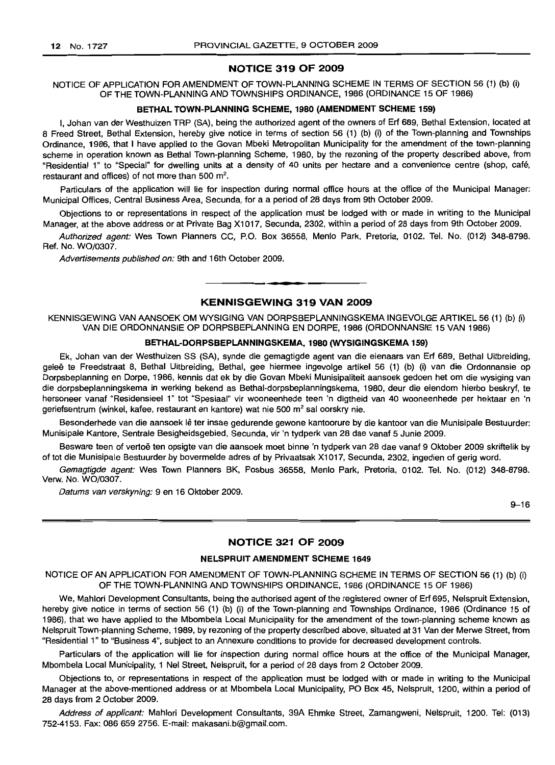## NOTICE 319 OF 2009

NOTICE OF APPLICATION FOR AMENDMENT OF TOWN-PLANNING SCHEME IN TERMS OF SECTION 56 (1) (b) (i) OF THE TOWN-PLANNING AND TOWNSHIPS ORDINANCE, 1986 (ORDINANCE 15 OF 1986)

### BETHAL TOWN-PLANNING SCHEME, 1980 (AMENDMENT SCHEME 159)

I, Johan van der Westhuizen TRP (SA), being the authorized agent of the owners of Erf 689, Bethal Extension, located at 8 Freed Street, Bethal Extension, hereby give notice in terms of section 56 (1) (b) (i) of the Town-planning and Townships Ordinance, 1986, that I have applied to the Govan Mbeki Metropolitan Municipality for the amendment of the town-planning scheme in operation known as Bethal Town-planning Scheme, 1980, by the rezoning of the property described above, from "Residential 1" to "Special" for dwelling units at a density of 40 units per hectare and a convenience centre (shop, café, restaurant and offices) of not more than 500 m$^2$.

Particulars of the application will lie for inspection during normal office hours at the office of the Municipal Manager: Municipal Offices, Central Business Area, Secunda, for a a period of 28 days from 9th October 2009.

Objections to or representations in respect of the application must be lodged with or made in writing to the Municipal Manager, at the above address or at Private Bag X1017, Secunda, 2302, within a period of 28 days from 9th October 2009.

*Authorized agent:* Wes Town Planners CC, P.O. Box 36558, Menlo Park, Pretoria, 0102. Tel. No. (012) 348-8798. Ref. No. WO/0307.

*Advertisements published on:* 9th and 16th October 2009.

---

## KENNISGEWING 319 VAN 2009

KENNISGEWING VAN AANSOEK OM WYSIGING VAN DORPSBEPLANNINGSKEMA INGEVOLGE ARTIKEL 56 (1) (b) (i) VAN DIE ORDONNANSIE OP DORPSBEPLANNING EN DORPE, 1986 (ORDONNANSIE 15 VAN 1986)

### BETHAL-DORPSBEPLANNINGSKEMA, 1980 (WYSIGINGSKEMA 159)

Ek, Johan van der Westhuizen SS (SA), synde die gemagtigde agent van die eienaars van Erf 689, Bethal Uitbreiding, geleë te Freedstraat 8, Bethal Uitbreiding, Bethal, gee hiermee ingevolge artikel 56 (1) (b) (i) van die Ordonnansie op Dorpsbeplanning en Dorpe, 1986, kennis dat ek by die Govan Mbeki Munisipaliteit aansoek gedoen het om die wysiging van die dorpsbeplanningskema in werking bekend as Bethal-dorpsbeplanningskema, 1980, deur die eiendom hierbo beskryf, te hersoneer vanaf "Residensieel 1" tot "Spesiaal" vir wooneenhede teen 'n digtheid van 40 wooneenhede per hektaar en 'n geriefsentrum (winkel, kafee, restaurant en kantore) wat nie 500 m$^2$ sal oorskry nie.

Besonderhede van die aansoek lê ter insae gedurende gewone kantoorure by die kantoor van die Munisipale Bestuurder: Munisipale Kantore, Sentrale Besigheidsgebied, Secunda, vir 'n tydperk van 28 dae vanaf 5 Junie 2009.

Besware teen of vertoë ten opsigte van die aansoek moet binne 'n tydperk van 28 dae vanaf 9 Oktober 2009 skriftelik by of tot die Munisipale Bestuurder by bovermelde adres of by Privaatsak X1017, Secunda, 2302, ingedien of gerig word.

*Gemagtigde agent:* Wes Town Planners BK, Posbus 36558, Menlo Park, Pretoria, 0102. Tel. No. (012) 348-8798. Verw. No. WO/0307.

*Datums van verskyning:* 9 en 16 Oktober 2009.

9–16

---

## NOTICE 321 OF 2009

### NELSPRUIT AMENDMENT SCHEME 1649

NOTICE OF AN APPLICATION FOR AMENDMENT OF TOWN-PLANNING SCHEME IN TERMS OF SECTION 56 (1) (b) (i) OF THE TOWN-PLANNING AND TOWNSHIPS ORDINANCE, 1986 (ORDINANCE 15 OF 1986)

We, Mahlori Development Consultants, being the authorised agent of the registered owner of Erf 695, Nelspruit Extension, hereby give notice in terms of section 56 (1) (b) (i) of the Town-planning and Townships Ordinance, 1986 (Ordinance 15 of 1986), that we have applied to the Mbombela Local Municipality for the amendment of the town-planning scheme known as Nelspruit Town-planning Scheme, 1989, by rezoning of the property described above, situated at 31 Van der Merwe Street, from "Residential 1" to "Business 4", subject to an Annexure conditions to provide for decreased development controls.

Particulars of the application will lie for inspection during normal office hours at the office of the Municipal Manager, Mbombela Local Municipality, 1 Nel Street, Nelspruit, for a period of 28 days from 2 October 2009.

Objections to, or representations in respect of the application must be lodged with or made in writing to the Municipal Manager at the above-mentioned address or at Mbombela Local Municipality, PO Box 45, Nelspruit, 1200, within a period of 28 days from 2 October 2009.

*Address of applicant:* Mahlori Development Consultants, 39A Ehmke Street, Zamangweni, Nelspruit, 1200. Tel: (013) 752-4153. Fax: 086 659 2756. E-mail: makasani.b@gmail.com.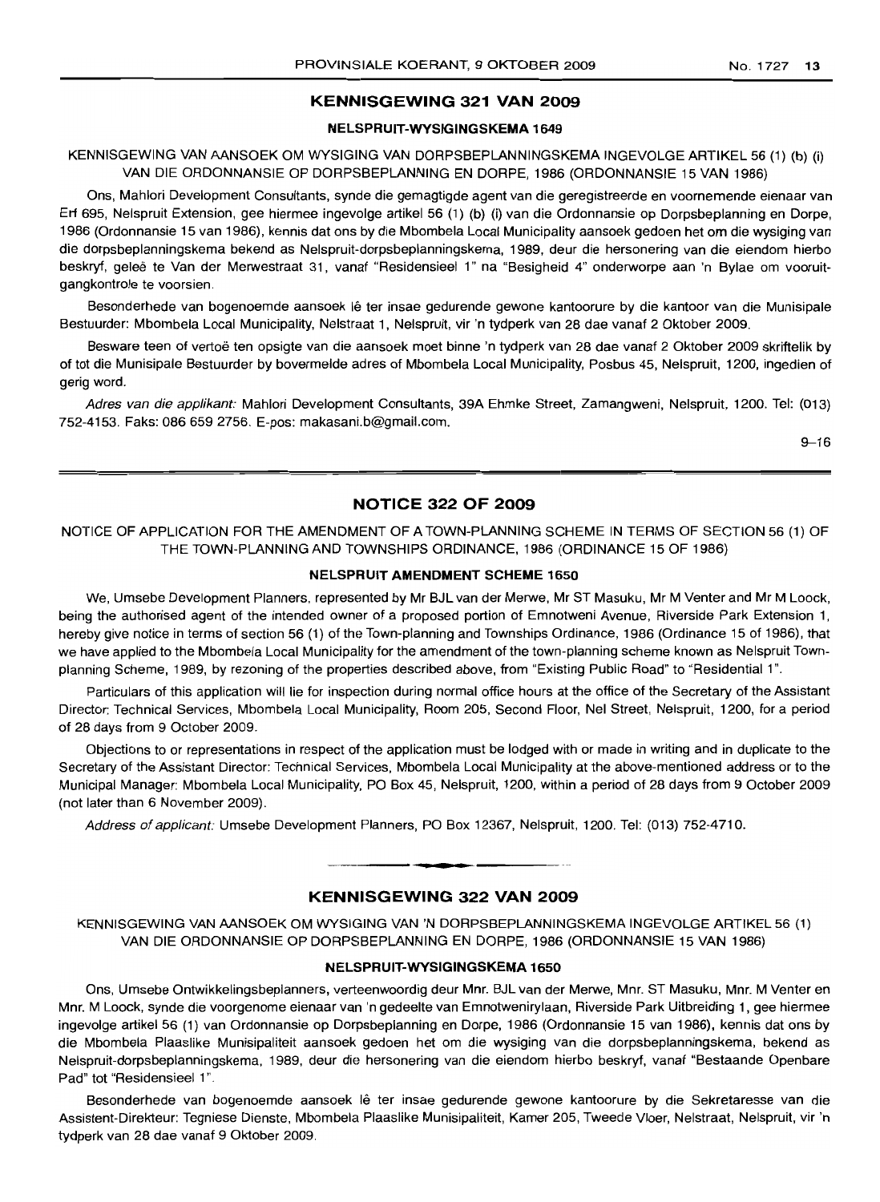## KENNISGEWING 321 VAN 2009

### NELSPRUIT-WYSIGINGSKEMA 1649

KENNISGEWING VAN AANSOEK OM WYSIGING VAN DORPSBEPLANNINGSKEMA INGEVOLGE ARTIKEL 56 (1) (b) (i) VAN DIE ORDONNANSIE OP DORPSBEPLANNING EN DORPE, 1986 (ORDONNANSIE 15 VAN 1986)

Ons, Mahlori Development Consultants, synde die gemagtigde agent van die geregistreerde en voornemende eienaar van Erf 695, Nelspruit Extension, gee hiermee ingevolge artikel 56 (1) (b) (i) van die Ordonnansie op Dorpsbeplanning en Dorpe, 1986 (Ordonnansie 15 van 1986), kennis dat ons by die Mbombela Local Municipality aansoek gedoen het om die wysiging van die dorpsbeplanningskema bekend as Nelspruit-dorpsbeplanningskema, 1989, deur die hersonering van die eiendom hierbo beskryf, geleë te Van der Merwestraat 31, vanaf "Residensieel 1" na "Besigheid 4" onderworpe aan 'n Bylae om vooruitgangkontrole te voorsien.

Besonderhede van bogenoemde aansoek lê ter insae gedurende gewone kantoorure by die kantoor van die Munisipale Bestuurder: Mbombela Local Municipality, Nelstraat 1, Nelspruit, vir 'n tydperk van 28 dae vanaf 2 Oktober 2009.

Besware teen of vertoë ten opsigte van die aansoek moet binne 'n tydperk van 28 dae vanaf 2 Oktober 2009 skriftelik by of tot die Munisipale Bestuurder by bovermelde adres of Mbombela Local Municipality, Posbus 45, Nelspruit, 1200, ingedien of gerig word.

*Adres van die applikant:* Mahlori Development Consultants, 39A Ehmke Street, Zamangweni, Nelspruit, 1200. Tel: (013) 752-4153. Faks: 086 659 2756. E-pos: makasani.b@gmail.com.

9–16

## NOTICE 322 OF 2009

NOTICE OF APPLICATION FOR THE AMENDMENT OF A TOWN-PLANNING SCHEME IN TERMS OF SECTION 56 (1) OF THE TOWN-PLANNING AND TOWNSHIPS ORDINANCE, 1986 (ORDINANCE 15 OF 1986)

### NELSPRUIT AMENDMENT SCHEME 1650

We, Umsebe Development Planners, represented by Mr BJL van der Merwe, Mr ST Masuku, Mr M Venter and Mr M Loock, being the authorised agent of the intended owner of a proposed portion of Emnotweni Avenue, Riverside Park Extension 1, hereby give notice in terms of section 56 (1) of the Town-planning and Townships Ordinance, 1986 (Ordinance 15 of 1986), that we have applied to the Mbombela Local Municipality for the amendment of the town-planning scheme known as Nelspruit Town-planning Scheme, 1989, by rezoning of the properties described above, from "Existing Public Road" to "Residential 1".

Particulars of this application will lie for inspection during normal office hours at the office of the Secretary of the Assistant Director: Technical Services, Mbombela Local Municipality, Room 205, Second Floor, Nel Street, Nelspruit, 1200, for a period of 28 days from 9 October 2009.

Objections to or representations in respect of the application must be lodged with or made in writing and in duplicate to the Secretary of the Assistant Director: Technical Services, Mbombela Local Municipality at the above-mentioned address or to the Municipal Manager: Mbombela Local Municipality, PO Box 45, Nelspruit, 1200, within a period of 28 days from 9 October 2009 (not later than 6 November 2009).

*Address of applicant:* Umsebe Development Planners, PO Box 12367, Nelspruit, 1200. Tel: (013) 752-4710.

## KENNISGEWING 322 VAN 2009

KENNISGEWING VAN AANSOEK OM WYSIGING VAN 'N DORPSBEPLANNINGSKEMA INGEVOLGE ARTIKEL 56 (1) VAN DIE ORDONNANSIE OP DORPSBEPLANNING EN DORPE, 1986 (ORDONNANSIE 15 VAN 1986)

### NELSPRUIT-WYSIGINGSKEMA 1650

Ons, Umsebe Ontwikkelingsbeplanners, verteenwoordig deur Mnr. BJL van der Merwe, Mnr. ST Masuku, Mnr. M Venter en Mnr. M Loock, synde die voorgenome eienaar van 'n gedeelte van Emnotwenirylaan, Riverside Park Uitbreiding 1, gee hiermee ingevolge artikel 56 (1) van Ordonnansie op Dorpsbeplanning en Dorpe, 1986 (Ordonnansie 15 van 1986), kennis dat ons by die Mbombela Plaaslike Munisipaliteit aansoek gedoen het om die wysiging van die dorpsbeplanningskema, bekend as Nelspruit-dorpsbeplanningskema, 1989, deur die hersonering van die eiendom hierbo beskryf, vanaf "Bestaande Openbare Pad" tot "Residensieel 1".

Besonderhede van bogenoemde aansoek lê ter insae gedurende gewone kantoorure by die Sekretaresse van die Assistent-Direkteur: Tegniese Dienste, Mbombela Plaaslike Munisipaliteit, Kamer 205, Tweede Vloer, Nelstraat, Nelspruit, vir 'n tydperk van 28 dae vanaf 9 Oktober 2009.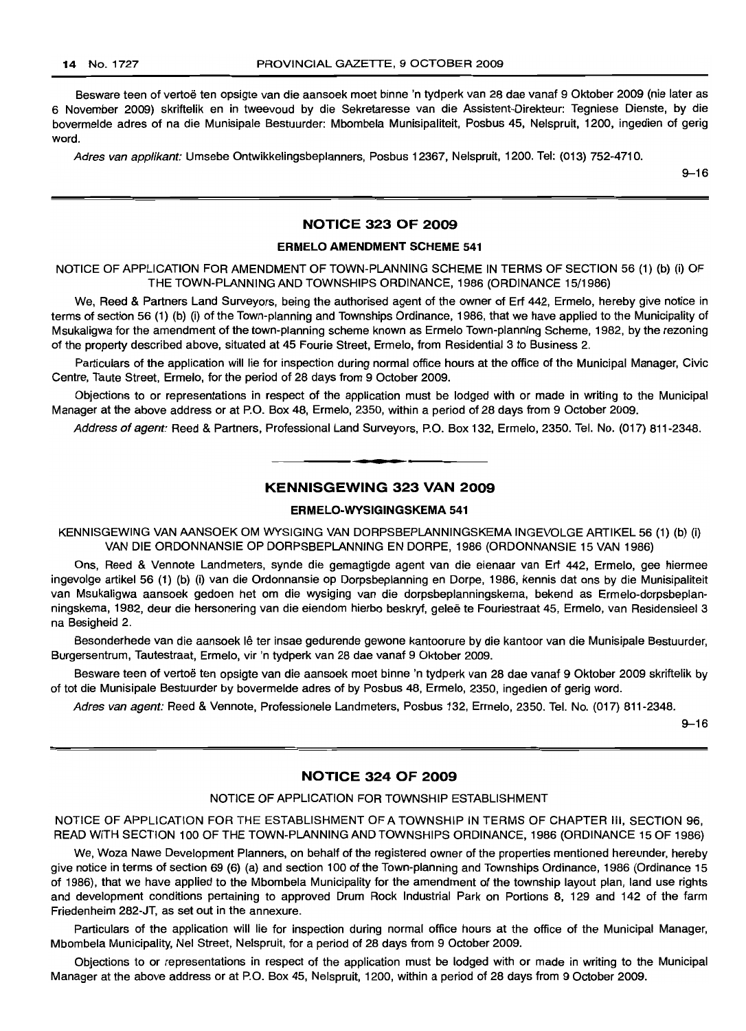Besware teen of vertoë ten opsigte van die aansoek moet binne 'n tydperk van 28 dae vanaf 9 Oktober 2009 (nie later as 6 November 2009) skriftelik en in tweevoud by die Sekretaresse van die Assistent-Direkteur: Tegniese Dienste, by die bovermelde adres of na die Munisipale Bestuurder: Mbombela Munisipaliteit, Posbus 45, Nelspruit, 1200, ingedien of gerig word.

*Adres van applikant:* Umsebe Ontwikkelingsbeplanners, Posbus 12367, Nelspruit, 1200. Tel: (013) 752-4710.

9–16

## NOTICE 323 OF 2009

### ERMELO AMENDMENT SCHEME 541

NOTICE OF APPLICATION FOR AMENDMENT OF TOWN-PLANNING SCHEME IN TERMS OF SECTION 56 (1) (b) (i) OF THE TOWN-PLANNING AND TOWNSHIPS ORDINANCE, 1986 (ORDINANCE 15/1986)

We, Reed & Partners Land Surveyors, being the authorised agent of the owner of Erf 442, Ermelo, hereby give notice in terms of section 56 (1) (b) (i) of the Town-planning and Townships Ordinance, 1986, that we have applied to the Municipality of Msukaligwa for the amendment of the town-planning scheme known as Ermelo Town-planning Scheme, 1982, by the rezoning of the property described above, situated at 45 Fourie Street, Ermelo, from Residential 3 to Business 2.

Particulars of the application will lie for inspection during normal office hours at the office of the Municipal Manager, Civic Centre, Taute Street, Ermelo, for the period of 28 days from 9 October 2009.

Objections to or representations in respect of the application must be lodged with or made in writing to the Municipal Manager at the above address or at P.O. Box 48, Ermelo, 2350, within a period of 28 days from 9 October 2009.

*Address of agent:* Reed & Partners, Professional Land Surveyors, P.O. Box 132, Ermelo, 2350. Tel. No. (017) 811-2348.

## KENNISGEWING 323 VAN 2009

### ERMELO-WYSIGINGSKEMA 541

KENNISGEWING VAN AANSOEK OM WYSIGING VAN DORPSBEPLANNINGSKEMA INGEVOLGE ARTIKEL 56 (1) (b) (i) VAN DIE ORDONNANSIE OP DORPSBEPLANNING EN DORPE, 1986 (ORDONNANSIE 15 VAN 1986)

Ons, Reed & Vennote Landmeters, synde die gemagtigde agent van die eienaar van Erf 442, Ermelo, gee hiermee ingevolge artikel 56 (1) (b) (i) van die Ordonnansie op Dorpsbeplanning en Dorpe, 1986, kennis dat ons by die Munisipaliteit van Msukaligwa aansoek gedoen het om die wysiging van die dorpsbeplanningskema, bekend as Ermelo-dorpsbeplanningskema, 1982, deur die hersonering van die eiendom hierbo beskryf, geleë te Fouriestraat 45, Ermelo, van Residensieel 3 na Besigheid 2.

Besonderhede van die aansoek lê ter insae gedurende gewone kantoorure by die kantoor van die Munisipale Bestuurder, Burgersentrum, Tautestraat, Ermelo, vir 'n tydperk van 28 dae vanaf 9 Oktober 2009.

Besware teen of vertoë ten opsigte van die aansoek moet binne 'n tydperk van 28 dae vanaf 9 Oktober 2009 skriftelik by of tot die Munisipale Bestuurder by bovermelde adres of by Posbus 48, Ermelo, 2350, ingedien of gerig word.

*Adres van agent:* Reed & Vennote, Professionele Landmeters, Posbus 132, Ermelo, 2350. Tel. No. (017) 811-2348.

9–16

## NOTICE 324 OF 2009

NOTICE OF APPLICATION FOR TOWNSHIP ESTABLISHMENT

NOTICE OF APPLICATION FOR THE ESTABLISHMENT OF A TOWNSHIP IN TERMS OF CHAPTER III, SECTION 96, READ WITH SECTION 100 OF THE TOWN-PLANNING AND TOWNSHIPS ORDINANCE, 1986 (ORDINANCE 15 OF 1986)

We, Woza Nawe Development Planners, on behalf of the registered owner of the properties mentioned hereunder, hereby give notice in terms of section 69 (6) (a) and section 100 of the Town-planning and Townships Ordinance, 1986 (Ordinance 15 of 1986), that we have applied to the Mbombela Municipality for the amendment of the township layout plan, land use rights and development conditions pertaining to approved Drum Rock Industrial Park on Portions 8, 129 and 142 of the farm Friedenheim 282-JT, as set out in the annexure.

Particulars of the application will lie for inspection during normal office hours at the office of the Municipal Manager, Mbombela Municipality, Nel Street, Nelspruit, for a period of 28 days from 9 October 2009.

Objections to or representations in respect of the application must be lodged with or made in writing to the Municipal Manager at the above address or at P.O. Box 45, Nelspruit, 1200, within a period of 28 days from 9 October 2009.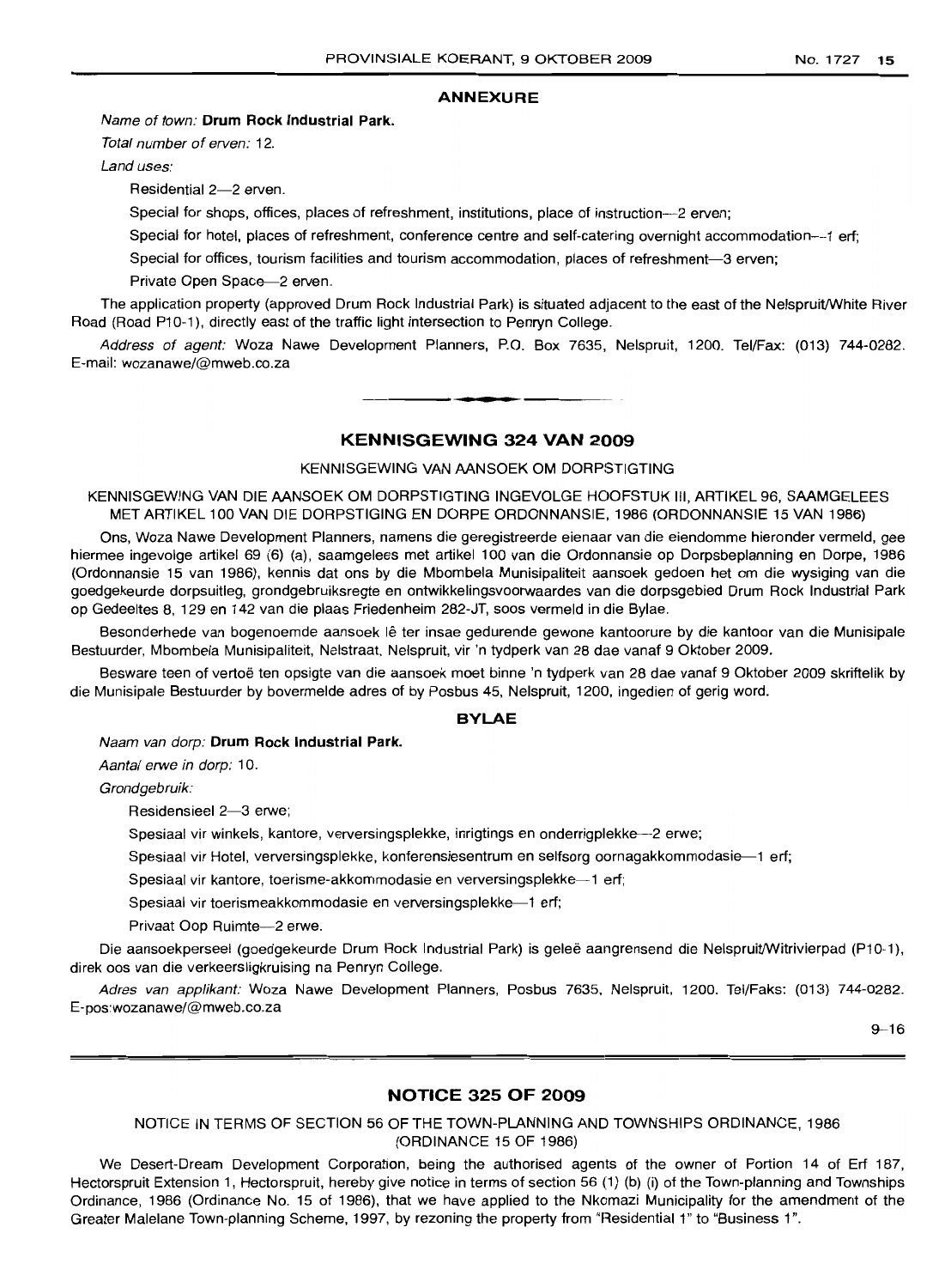## ANNEXURE

*Name of town:* **Drum Rock Industrial Park.**

*Total number of erven:* 12.

*Land uses:*

Residential 2—2 erven.

Special for shops, offices, places of refreshment, institutions, place of instruction—2 erven;

Special for hotel, places of refreshment, conference centre and self-catering overnight accommodation—1 erf;

Special for offices, tourism facilities and tourism accommodation, places of refreshment—3 erven;

Private Open Space—2 erven.

The application property (approved Drum Rock Industrial Park) is situated adjacent to the east of the Nelspruit/White River Road (Road P10-1), directly east of the traffic light intersection to Penryn College.

*Address of agent:* Woza Nawe Development Planners, P.O. Box 7635, Nelspruit, 1200. Tel/Fax: (013) 744-0282. E-mail: wozanawe/@mweb.co.za

---

## KENNISGEWING 324 VAN 2009

KENNISGEWING VAN AANSOEK OM DORPSTIGTING

KENNISGEWING VAN DIE AANSOEK OM DORPSTIGTING INGEVOLGE HOOFSTUK III, ARTIKEL 96, SAAMGELEES MET ARTIKEL 100 VAN DIE DORPSTIGING EN DORPE ORDONNANSIE, 1986 (ORDONNANSIE 15 VAN 1986)

Ons, Woza Nawe Development Planners, namens die geregistreerde eienaar van die eiendomme hieronder vermeld, gee hiermee ingevolge artikel 69 (6) (a), saamgelees met artikel 100 van die Ordonnansie op Dorpsbeplanning en Dorpe, 1986 (Ordonnansie 15 van 1986), kennis dat ons by die Mbombela Munisipaliteit aansoek gedoen het om die wysiging van die goedgekeurde dorpsuitleg, grondgebruiksregte en ontwikkelingsvoorwaardes van die dorpsgebied Drum Rock Industrial Park op Gedeeltes 8, 129 en 142 van die plaas Friedenheim 282-JT, soos vermeld in die Bylae.

Besonderhede van bogenoemde aansoek lê ter insae gedurende gewone kantoorure by die kantoor van die Munisipale Bestuurder, Mbombela Munisipaliteit, Nelstraat, Nelspruit, vir 'n tydperk van 28 dae vanaf 9 Oktober 2009.

Besware teen of vertoë ten opsigte van die aansoek moet binne 'n tydperk van 28 dae vanaf 9 Oktober 2009 skriftelik by die Munisipale Bestuurder by bovermelde adres of by Posbus 45, Nelspruit, 1200, ingedien of gerig word.

## BYLAE

*Naam van dorp:* **Drum Rock Industrial Park.**

*Aantal erwe in dorp:* 10.

*Grondgebruik:*

Residensieel 2—3 erwe;

Spesiaal vir winkels, kantore, verversingsplekke, inrigtings en onderrigplekke—2 erwe;

Spesiaal vir Hotel, verversingsplekke, konferensiesentrum en selfsorg oornagakkommodasie—1 erf;

Spesiaal vir kantore, toerisme-akkommodasie en verversingsplekke—1 erf;

Spesiaal vir toerismeakkommodasie en verversingsplekke—1 erf;

Privaat Oop Ruimte—2 erwe.

Die aansoekperseel (goedgekeurde Drum Rock Industrial Park) is geleë aangrensend die Nelspruit/Witrivierpad (P10-1), direk oos van die verkeersligkruising na Penryn College.

*Adres van applikant:* Woza Nawe Development Planners, Posbus 7635, Nelspruit, 1200. Tel/Faks: (013) 744-0282. E-pos:wozanawe/@mweb.co.za

9–16

---

## NOTICE 325 OF 2009

NOTICE IN TERMS OF SECTION 56 OF THE TOWN-PLANNING AND TOWNSHIPS ORDINANCE, 1986 (ORDINANCE 15 OF 1986)

We Desert-Dream Development Corporation, being the authorised agents of the owner of Portion 14 of Erf 187, Hectorspruit Extension 1, Hectorspruit, hereby give notice in terms of section 56 (1) (b) (i) of the Town-planning and Townships Ordinance, 1986 (Ordinance No. 15 of 1986), that we have applied to the Nkomazi Municipality for the amendment of the Greater Malelane Town-planning Scheme, 1997, by rezoning the property from "Residential 1" to "Business 1".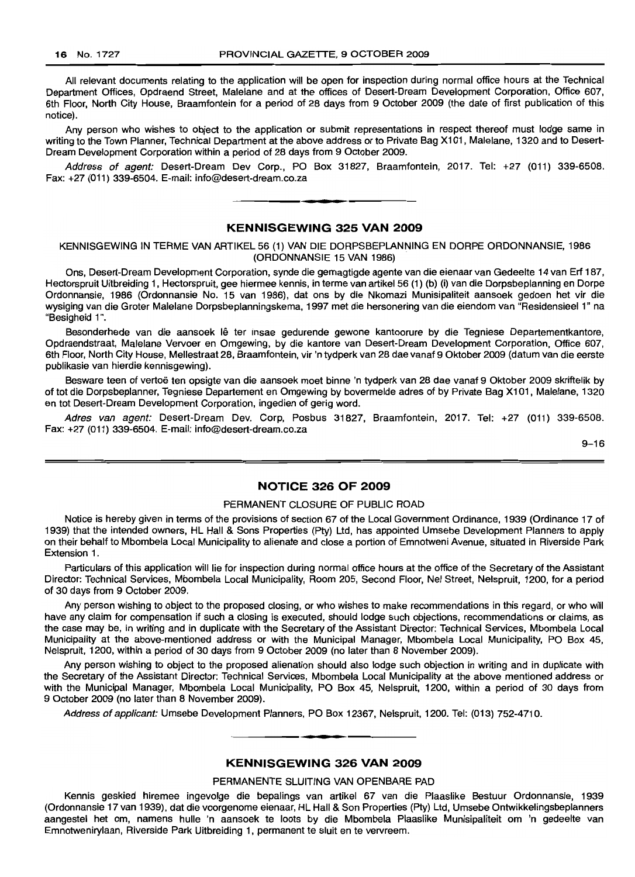All relevant documents relating to the application will be open for inspection during normal office hours at the Technical Department Offices, Opdraend Street, Malelane and at the offices of Desert-Dream Development Corporation, Office 607, 6th Floor, North City House, Braamfontein for a period of 28 days from 9 October 2009 (the date of first publication of this notice).

Any person who wishes to object to the application or submit representations in respect thereof must lodge same in writing to the Town Planner, Technical Department at the above address or to Private Bag X101, Malelane, 1320 and to Desert-Dream Development Corporation within a period of 28 days from 9 October 2009.

*Address of agent:* Desert-Dream Dev Corp., PO Box 31827, Braamfontein, 2017. Tel: +27 (011) 339-6508. Fax: +27 (011) 339-6504. E-mail: info@desert-dream.co.za

## KENNISGEWING 325 VAN 2009

KENNISGEWING IN TERME VAN ARTIKEL 56 (1) VAN DIE DORPSBEPLANNING EN DORPE ORDONNANSIE, 1986 (ORDONNANSIE 15 VAN 1986)

Ons, Desert-Dream Development Corporation, synde die gemagtigde agente van die eienaar van Gedeelte 14 van Erf 187, Hectorspruit Uitbreiding 1, Hectorspruit, gee hiermee kennis, in terme van artikel 56 (1) (b) (i) van die Dorpsbeplanning en Dorpe Ordonnansie, 1986 (Ordonnansie No. 15 van 1986), dat ons by die Nkomazi Munisipaliteit aansoek gedoen het vir die wysiging van die Groter Malelane Dorpsbeplanningskema, 1997 met die hersonering van die eiendom van "Residensieel 1" na "Besigheid 1".

Besonderhede van die aansoek lê ter insae gedurende gewone kantoorure by die Tegniese Departementkantore, Opdraendstraat, Malelane Vervoer en Omgewing, by die kantore van Desert-Dream Development Corporation, Office 607, 6th Floor, North City House, Mellestraat 28, Braamfontein, vir 'n tydperk van 28 dae vanaf 9 Oktober 2009 (datum van die eerste publikasie van hierdie kennisgewing).

Besware teen of vertoë ten opsigte van die aansoek moet binne 'n tydperk van 28 dae vanaf 9 Oktober 2009 skriftelik by of tot die Dorpsbeplanner, Tegniese Departement en Omgewing by bovermelde adres of by Private Bag X101, Malelane, 1320 en tot Desert-Dream Development Corporation, ingedien of gerig word.

*Adres van agent:* Desert-Dream Dev. Corp, Posbus 31827, Braamfontein, 2017. Tel: +27 (011) 339-6508. Fax: +27 (011) 339-6504. E-mail: info@desert-dream.co.za

9–16

## NOTICE 326 OF 2009

PERMANENT CLOSURE OF PUBLIC ROAD

Notice is hereby given in terms of the provisions of section 67 of the Local Government Ordinance, 1939 (Ordinance 17 of 1939) that the intended owners, HL Hall & Sons Properties (Pty) Ltd, has appointed Umsebe Development Planners to apply on their behalf to Mbombela Local Municipality to alienate and close a portion of Emnotweni Avenue, situated in Riverside Park Extension 1.

Particulars of this application will lie for inspection during normal office hours at the office of the Secretary of the Assistant Director: Technical Services, Mbombela Local Municipality, Room 205, Second Floor, Nel Street, Nelspruit, 1200, for a period of 30 days from 9 October 2009.

Any person wishing to object to the proposed closing, or who wishes to make recommendations in this regard, or who will have any claim for compensation if such a closing is executed, should lodge such objections, recommendations or claims, as the case may be, in writing and in duplicate with the Secretary of the Assistant Director: Technical Services, Mbombela Local Municipality at the above-mentioned address or with the Municipal Manager, Mbombela Local Municipality, PO Box 45, Nelspruit, 1200, within a period of 30 days from 9 October 2009 (no later than 8 November 2009).

Any person wishing to object to the proposed alienation should also lodge such objection in writing and in duplicate with the Secretary of the Assistant Director: Technical Services, Mbombela Local Municipality at the above mentioned address or with the Municipal Manager, Mbombela Local Municipality, PO Box 45, Nelspruit, 1200, within a period of 30 days from 9 October 2009 (no later than 8 November 2009).

*Address of applicant:* Umsebe Development Planners, PO Box 12367, Nelspruit, 1200. Tel: (013) 752-4710.

## KENNISGEWING 326 VAN 2009

PERMANENTE SLUITING VAN OPENBARE PAD

Kennis geskied hiremee ingevolge die bepalings van artikel 67 van die Plaaslike Bestuur Ordonnansie, 1939 (Ordonnansie 17 van 1939), dat die voorgenome eienaar, HL Hall & Son Properties (Pty) Ltd, Umsebe Ontwikkelingsbeplanners aangestel het om, namens hulle 'n aansoek te loots by die Mbombela Plaaslike Munisipaliteit om 'n gedeelte van Emnotwenirylaan, Riverside Park Uitbreiding 1, permanent te sluit en te vervreem.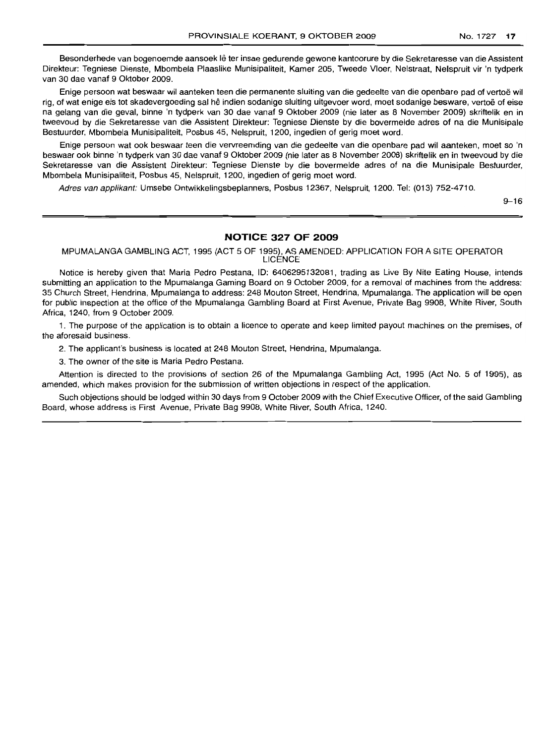Besonderhede van bogenoemde aansoek lê ter insae gedurende gewone kantoorure by die Sekretaresse van die Assistent Direkteur: Tegniese Dienste, Mbombela Plaaslike Munisipaliteit, Kamer 205, Tweede Vloer, Nelstraat, Nelspruit vir 'n tydperk van 30 dae vanaf 9 Oktober 2009.

Enige persoon wat beswaar wil aanteken teen die permanente sluiting van die gedeelte van die openbare pad of vertoë wil rig, of wat enige eis tot skadevergoeding sal hê indien sodanige sluiting uitgevoer word, moet sodanige besware, vertoë of eise na gelang van die geval, binne 'n tydperk van 30 dae vanaf 9 Oktober 2009 (nie later as 8 November 2009) skriftelik en in tweevoud by die Sekretaresse van die Assistent Direkteur: Tegniese Dienste by die bovermelde adres of na die Munisipale Bestuurder, Mbombela Munisipaliteit, Posbus 45, Nelspruit, 1200, ingedien of gerig moet word.

Enige persoon wat ook beswaar teen die vervreemding van die gedeelte van die openbare pad wil aanteken, moet so 'n beswaar ook binne 'n tydperk van 30 dae vanaf 9 Oktober 2009 (nie later as 8 November 2008) skriftelik en in tweevoud by die Sekretaresse van die Assistent Direkteur: Tegniese Dienste by die bovermelde adres of na die Munisipale Bestuurder, Mbombela Munisipaliteit, Posbus 45, Nelspruit, 1200, ingedien of gerig moet word.

*Adres van applikant:* Umsebe Ontwikkelingsbeplanners, Posbus 12367, Nelspruit, 1200. Tel: (013) 752-4710.

9–16

## NOTICE 327 OF 2009

MPUMALANGA GAMBLING ACT, 1995 (ACT 5 OF 1995), AS AMENDED: APPLICATION FOR A SITE OPERATOR LICENCE

Notice is hereby given that Maria Pedro Pestana, ID: 6406295132081, trading as Live By Nite Eating House, intends submitting an application to the Mpumalanga Gaming Board on 9 October 2009, for a removal of machines from the address: 35 Church Street, Hendrina, Mpumalanga to address: 248 Mouton Street, Hendrina, Mpumalanga. The application will be open for public inspection at the office of the Mpumalanga Gambling Board at First Avenue, Private Bag 9908, White River, South Africa, 1240, from 9 October 2009.

1. The purpose of the application is to obtain a licence to operate and keep limited payout machines on the premises, of the aforesaid business.

2. The applicant's business is located at 248 Mouton Street, Hendrina, Mpumalanga.

3. The owner of the site is Maria Pedro Pestana.

Attention is directed to the provisions of section 26 of the Mpumalanga Gambling Act, 1995 (Act No. 5 of 1995), as amended, which makes provision for the submission of written objections in respect of the application.

Such objections should be lodged within 30 days from 9 October 2009 with the Chief Executive Officer, of the said Gambling Board, whose address is First Avenue, Private Bag 9908, White River, South Africa, 1240.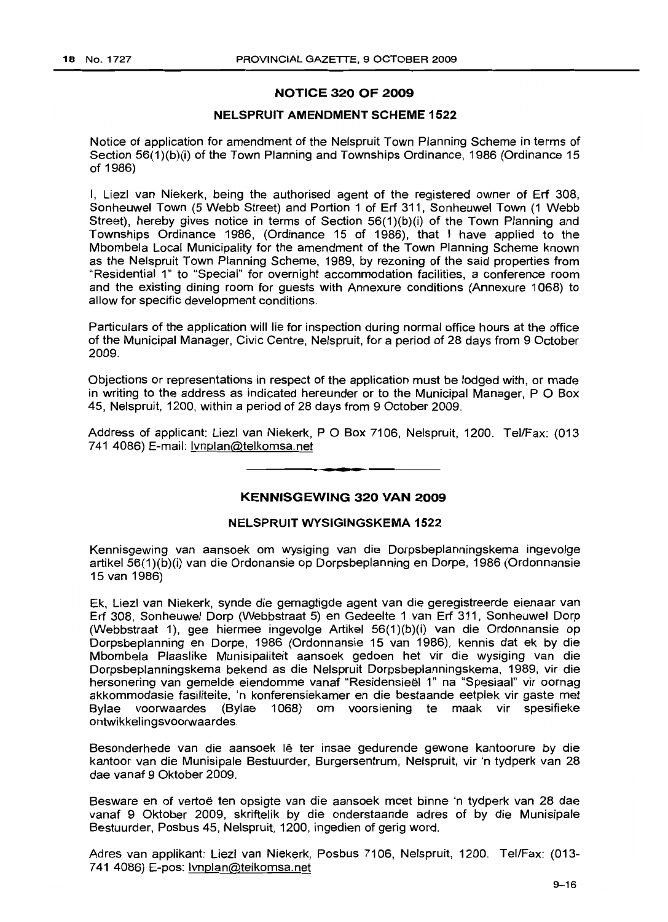## NOTICE 320 OF 2009

### NELSPRUIT AMENDMENT SCHEME 1522

Notice of application for amendment of the Nelspruit Town Planning Scheme in terms of Section 56(1)(b)(i) of the Town Planning and Townships Ordinance, 1986 (Ordinance 15 of 1986)

I, Liezl van Niekerk, being the authorised agent of the registered owner of Erf 308, Sonheuwel Town (5 Webb Street) and Portion 1 of Erf 311, Sonheuwel Town (1 Webb Street), hereby gives notice in terms of Section 56(1)(b)(i) of the Town Planning and Townships Ordinance 1986, (Ordinance 15 of 1986), that I have applied to the Mbombela Local Municipality for the amendment of the Town Planning Scheme known as the Nelspruit Town Planning Scheme, 1989, by rezoning of the said properties from "Residential 1" to "Special" for overnight accommodation facilities, a conference room and the existing dining room for guests with Annexure conditions (Annexure 1068) to allow for specific development conditions.

Particulars of the application will lie for inspection during normal office hours at the office of the Municipal Manager, Civic Centre, Nelspruit, for a period of 28 days from 9 October 2009.

Objections or representations in respect of the application must be lodged with, or made in writing to the address as indicated hereunder or to the Municipal Manager, P O Box 45, Nelspruit, 1200, within a period of 28 days from 9 October 2009.

Address of applicant: Liezl van Niekerk, P O Box 7106, Nelspruit, 1200. Tel/Fax: (013 741 4086) E-mail: lvnplan@telkomsa.net

---

## KENNISGEWING 320 VAN 2009

### NELSPRUIT WYSIGINGSKEMA 1522

Kennisgewing van aansoek om wysiging van die Dorpsbeplanningskema ingevolge artikel 56(1)(b)(i) van die Ordonansie op Dorpsbeplanning en Dorpe, 1986 (Ordonnansie 15 van 1986)

Ek, Liezl van Niekerk, synde die gemagtigde agent van die geregistreerde eienaar van Erf 308, Sonheuwel Dorp (Webbstraat 5) en Gedeelte 1 van Erf 311, Sonheuwel Dorp (Webbstraat 1), gee hiermee ingevolge Artikel 56(1)(b)(i) van die Ordonnansie op Dorpsbeplanning en Dorpe, 1986 (Ordonnansie 15 van 1986), kennis dat ek by die Mbombela Plaaslike Munisipaliteit aansoek gedoen het vir die wysiging van die Dorpsbeplanningskema bekend as die Nelspruit Dorpsbeplanningskema, 1989, vir die hersonering van gemelde eiendomme vanaf "Residensieël 1" na "Spesiaal" vir oornag akkommodasie fasiliteite, 'n konferensiekamer en die bestaande eetplek vir gaste met Bylae voorwaardes (Bylae 1068) om voorsiening te maak vir spesifieke ontwikkelingsvoorwaardes.

Besonderhede van die aansoek lê ter insae gedurende gewone kantoorure by die kantoor van die Munisipale Bestuurder, Burgersentrum, Nelspruit, vir 'n tydperk van 28 dae vanaf 9 Oktober 2009.

Besware en of vertoë ten opsigte van die aansoek moet binne 'n tydperk van 28 dae vanaf 9 Oktober 2009, skriftelik by die onderstaande adres of by die Munisipale Bestuurder, Posbus 45, Nelspruit, 1200, ingedien of gerig word.

Adres van applikant: Liezl van Niekerk, Posbus 7106, Nelspruit, 1200. Tel/Fax: (013-741 4086) E-pos: lvnplan@telkomsa.net

9–16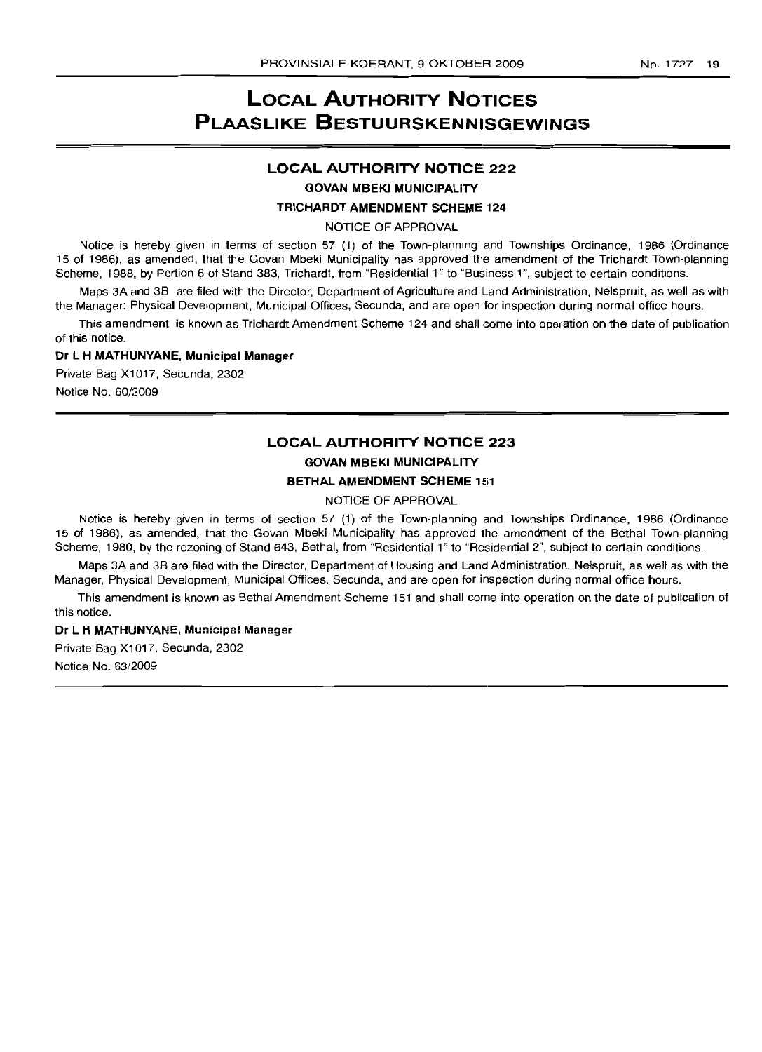# LOCAL AUTHORITY NOTICES
# PLAASLIKE BESTUURSKENNISGEWINGS

## LOCAL AUTHORITY NOTICE 222

### GOVAN MBEKI MUNICIPALITY

### TRICHARDT AMENDMENT SCHEME 124

NOTICE OF APPROVAL

Notice is hereby given in terms of section 57 (1) of the Town-planning and Townships Ordinance, 1986 (Ordinance 15 of 1986), as amended, that the Govan Mbeki Municipality has approved the amendment of the Trichardt Town-planning Scheme, 1988, by Portion 6 of Stand 383, Trichardt, from "Residential 1" to "Business 1", subject to certain conditions.

Maps 3A and 3B are filed with the Director, Department of Agriculture and Land Administration, Nelspruit, as well as with the Manager: Physical Development, Municipal Offices, Secunda, and are open for inspection during normal office hours.

This amendment is known as Trichardt Amendment Scheme 124 and shall come into operation on the date of publication of this notice.

**Dr L H MATHUNYANE, Municipal Manager**

Private Bag X1017, Secunda, 2302

Notice No. 60/2009

## LOCAL AUTHORITY NOTICE 223

### GOVAN MBEKI MUNICIPALITY

### BETHAL AMENDMENT SCHEME 151

NOTICE OF APPROVAL

Notice is hereby given in terms of section 57 (1) of the Town-planning and Townships Ordinance, 1986 (Ordinance 15 of 1986), as amended, that the Govan Mbeki Municipality has approved the amendment of the Bethal Town-planning Scheme, 1980, by the rezoning of Stand 643, Bethal, from "Residential 1" to "Residential 2", subject to certain conditions.

Maps 3A and 3B are filed with the Director, Department of Housing and Land Administration, Nelspruit, as well as with the Manager, Physical Development, Municipal Offices, Secunda, and are open for inspection during normal office hours.

This amendment is known as Bethal Amendment Scheme 151 and shall come into operation on the date of publication of this notice.

**Dr L H MATHUNYANE, Municipal Manager**

Private Bag X1017, Secunda, 2302

Notice No. 63/2009